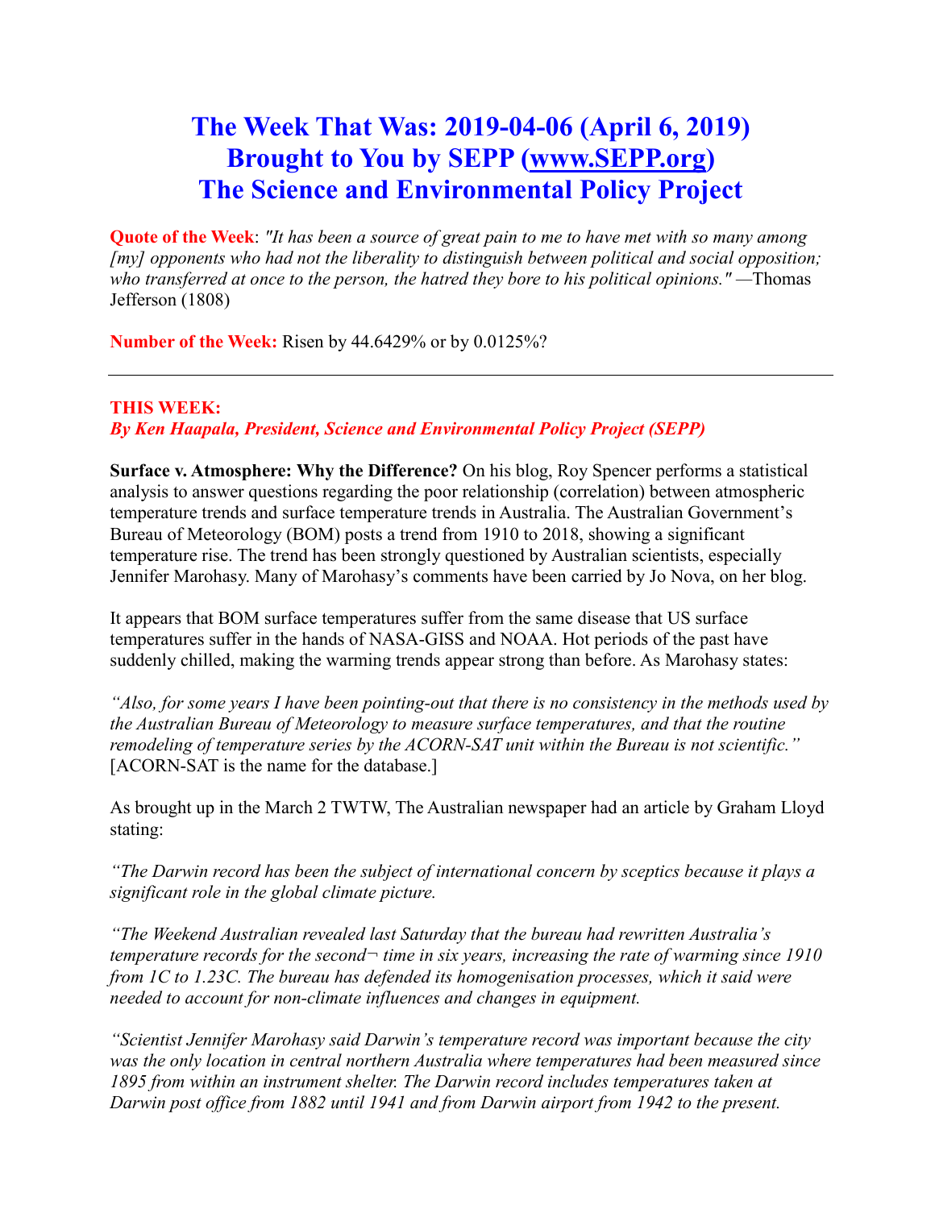# The Week That Was: 2019-04-06 (April 6, 2019)
# Brought to You by SEPP (www.SEPP.org)
# The Science and Environmental Policy Project

**Quote of the Week**: *"It has been a source of great pain to me to have met with so many among [my] opponents who had not the liberality to distinguish between political and social opposition; who transferred at once to the person, the hatred they bore to his political opinions."* —Thomas Jefferson (1808)

**Number of the Week:** Risen by 44.6429% or by 0.0125%?

---

**THIS WEEK:**
***By Ken Haapala, President, Science and Environmental Policy Project (SEPP)***

**Surface v. Atmosphere: Why the Difference?** On his blog, Roy Spencer performs a statistical analysis to answer questions regarding the poor relationship (correlation) between atmospheric temperature trends and surface temperature trends in Australia. The Australian Government's Bureau of Meteorology (BOM) posts a trend from 1910 to 2018, showing a significant temperature rise. The trend has been strongly questioned by Australian scientists, especially Jennifer Marohasy. Many of Marohasy's comments have been carried by Jo Nova, on her blog.

It appears that BOM surface temperatures suffer from the same disease that US surface temperatures suffer in the hands of NASA-GISS and NOAA. Hot periods of the past have suddenly chilled, making the warming trends appear strong than before. As Marohasy states:

*"Also, for some years I have been pointing-out that there is no consistency in the methods used by the Australian Bureau of Meteorology to measure surface temperatures, and that the routine remodeling of temperature series by the ACORN-SAT unit within the Bureau is not scientific."* [ACORN-SAT is the name for the database.]

As brought up in the March 2 TWTW, The Australian newspaper had an article by Graham Lloyd stating:

*"The Darwin record has been the subject of international concern by sceptics because it plays a significant role in the global climate picture.*

*"The Weekend Australian revealed last Saturday that the bureau had rewritten Australia's temperature records for the second¬ time in six years, increasing the rate of warming since 1910 from 1C to 1.23C. The bureau has defended its homogenisation processes, which it said were needed to account for non-climate influences and changes in equipment.*

*"Scientist Jennifer Marohasy said Darwin's temperature record was important because the city was the only location in central northern Australia where temperatures had been measured since 1895 from within an instrument shelter. The Darwin record includes temperatures taken at Darwin post office from 1882 until 1941 and from Darwin airport from 1942 to the present.*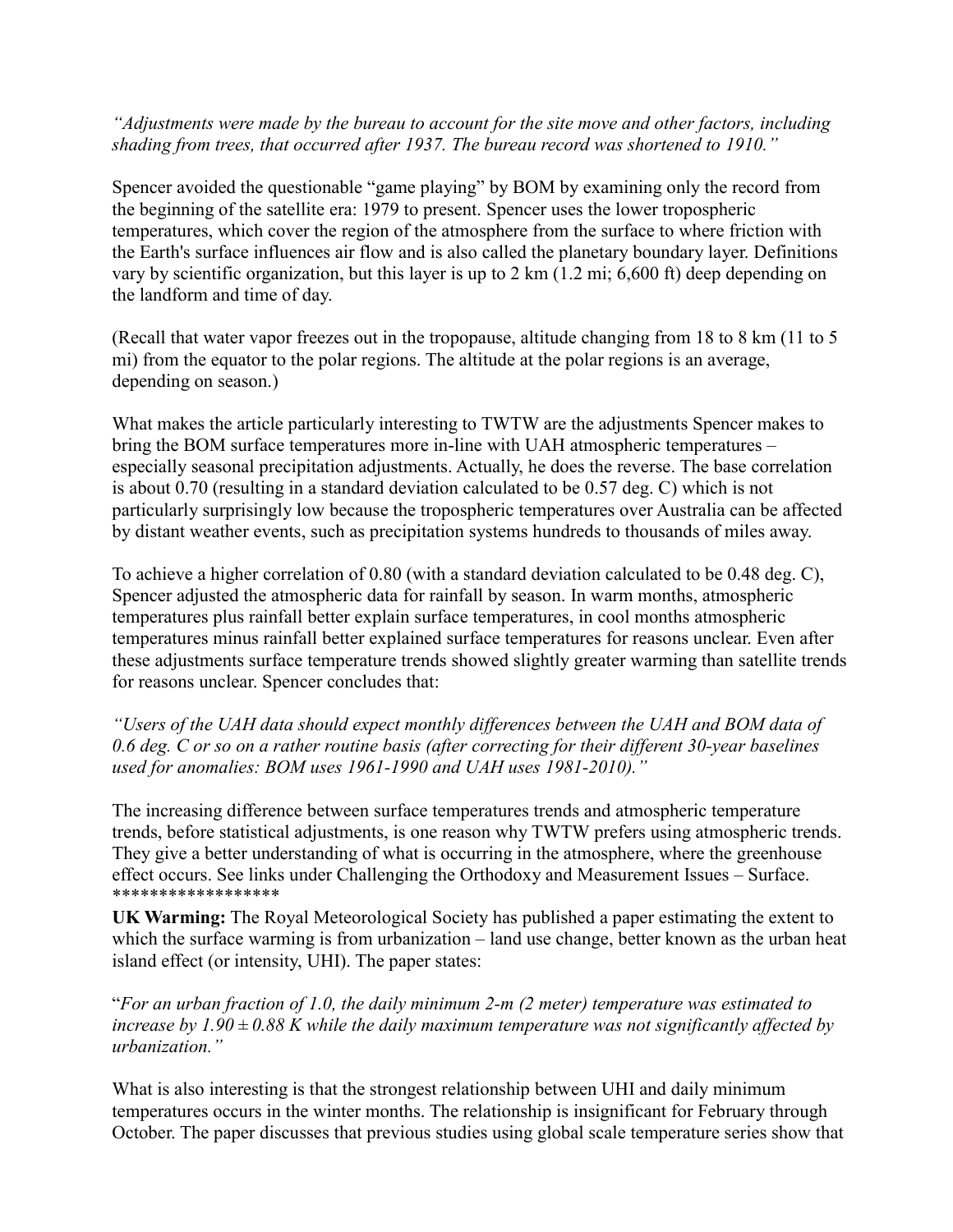*"Adjustments were made by the bureau to account for the site move and other factors, including shading from trees, that occurred after 1937. The bureau record was shortened to 1910."*

Spencer avoided the questionable "game playing" by BOM by examining only the record from the beginning of the satellite era: 1979 to present. Spencer uses the lower tropospheric temperatures, which cover the region of the atmosphere from the surface to where friction with the Earth's surface influences air flow and is also called the planetary boundary layer. Definitions vary by scientific organization, but this layer is up to 2 km (1.2 mi; 6,600 ft) deep depending on the landform and time of day.

(Recall that water vapor freezes out in the tropopause, altitude changing from 18 to 8 km (11 to 5 mi) from the equator to the polar regions. The altitude at the polar regions is an average, depending on season.)

What makes the article particularly interesting to TWTW are the adjustments Spencer makes to bring the BOM surface temperatures more in-line with UAH atmospheric temperatures – especially seasonal precipitation adjustments. Actually, he does the reverse. The base correlation is about 0.70 (resulting in a standard deviation calculated to be 0.57 deg. C) which is not particularly surprisingly low because the tropospheric temperatures over Australia can be affected by distant weather events, such as precipitation systems hundreds to thousands of miles away.

To achieve a higher correlation of 0.80 (with a standard deviation calculated to be 0.48 deg. C), Spencer adjusted the atmospheric data for rainfall by season. In warm months, atmospheric temperatures plus rainfall better explain surface temperatures, in cool months atmospheric temperatures minus rainfall better explained surface temperatures for reasons unclear. Even after these adjustments surface temperature trends showed slightly greater warming than satellite trends for reasons unclear. Spencer concludes that:

*"Users of the UAH data should expect monthly differences between the UAH and BOM data of 0.6 deg. C or so on a rather routine basis (after correcting for their different 30-year baselines used for anomalies: BOM uses 1961-1990 and UAH uses 1981-2010)."*

The increasing difference between surface temperatures trends and atmospheric temperature trends, before statistical adjustments, is one reason why TWTW prefers using atmospheric trends. They give a better understanding of what is occurring in the atmosphere, where the greenhouse effect occurs. See links under Challenging the Orthodoxy and Measurement Issues – Surface.

******************

**UK Warming:** The Royal Meteorological Society has published a paper estimating the extent to which the surface warming is from urbanization – land use change, better known as the urban heat island effect (or intensity, UHI). The paper states:

"*For an urban fraction of 1.0, the daily minimum 2-m (2 meter) temperature was estimated to increase by 1.90 ± 0.88 K while the daily maximum temperature was not significantly affected by urbanization."*

What is also interesting is that the strongest relationship between UHI and daily minimum temperatures occurs in the winter months. The relationship is insignificant for February through October. The paper discusses that previous studies using global scale temperature series show that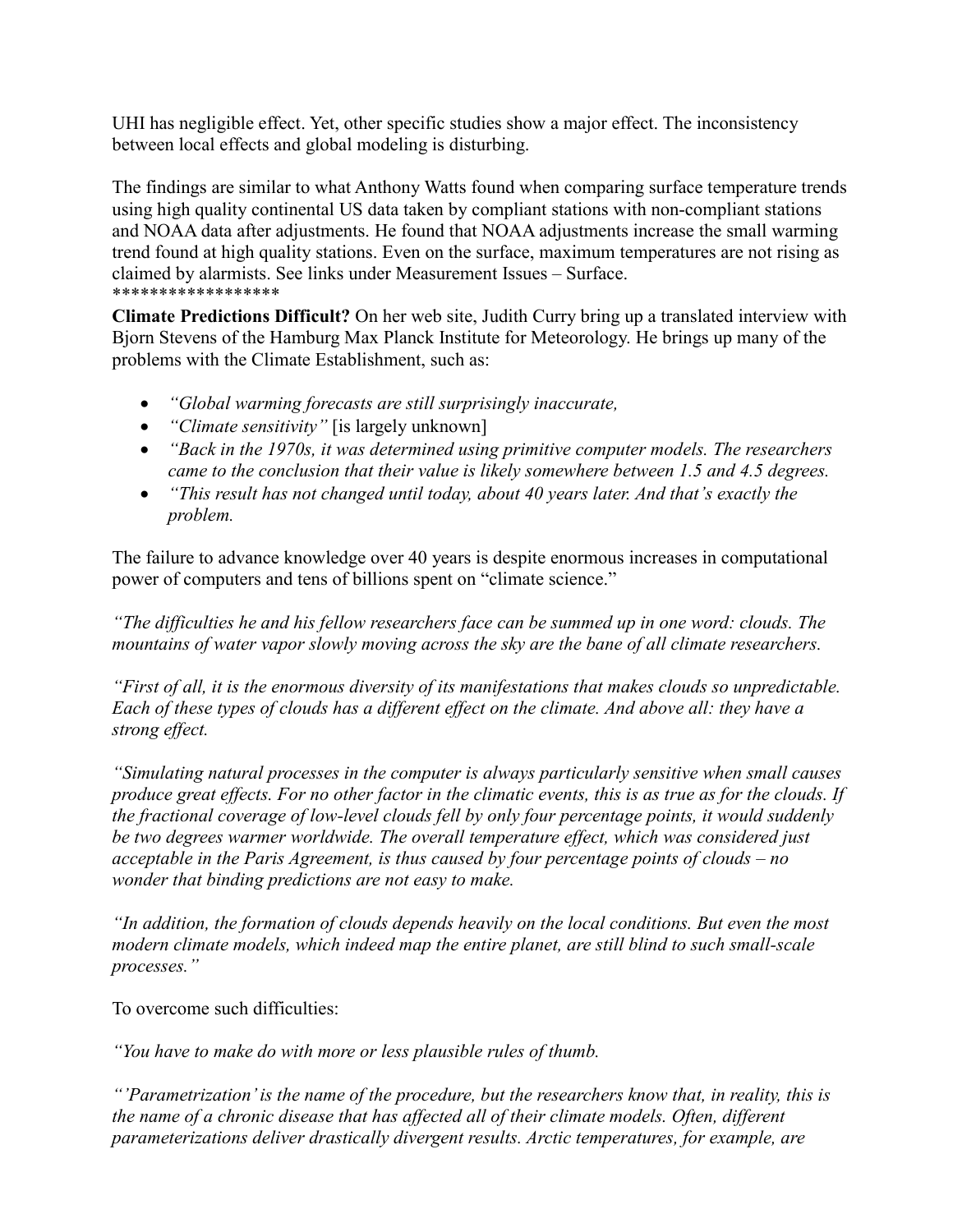UHI has negligible effect. Yet, other specific studies show a major effect. The inconsistency between local effects and global modeling is disturbing.

The findings are similar to what Anthony Watts found when comparing surface temperature trends using high quality continental US data taken by compliant stations with non-compliant stations and NOAA data after adjustments. He found that NOAA adjustments increase the small warming trend found at high quality stations. Even on the surface, maximum temperatures are not rising as claimed by alarmists. See links under Measurement Issues – Surface.
******************

**Climate Predictions Difficult?** On her web site, Judith Curry bring up a translated interview with Bjorn Stevens of the Hamburg Max Planck Institute for Meteorology. He brings up many of the problems with the Climate Establishment, such as:

- *"Global warming forecasts are still surprisingly inaccurate,*
- *"Climate sensitivity"* [is largely unknown]
- *"Back in the 1970s, it was determined using primitive computer models. The researchers came to the conclusion that their value is likely somewhere between 1.5 and 4.5 degrees.*
- *"This result has not changed until today, about 40 years later. And that's exactly the problem.*

The failure to advance knowledge over 40 years is despite enormous increases in computational power of computers and tens of billions spent on "climate science."

*"The difficulties he and his fellow researchers face can be summed up in one word: clouds. The mountains of water vapor slowly moving across the sky are the bane of all climate researchers.*

*"First of all, it is the enormous diversity of its manifestations that makes clouds so unpredictable. Each of these types of clouds has a different effect on the climate. And above all: they have a strong effect.*

*"Simulating natural processes in the computer is always particularly sensitive when small causes produce great effects. For no other factor in the climatic events, this is as true as for the clouds. If the fractional coverage of low-level clouds fell by only four percentage points, it would suddenly be two degrees warmer worldwide. The overall temperature effect, which was considered just acceptable in the Paris Agreement, is thus caused by four percentage points of clouds – no wonder that binding predictions are not easy to make.*

*"In addition, the formation of clouds depends heavily on the local conditions. But even the most modern climate models, which indeed map the entire planet, are still blind to such small-scale processes."*

To overcome such difficulties:

*"You have to make do with more or less plausible rules of thumb.*

*"'Parametrization' is the name of the procedure, but the researchers know that, in reality, this is the name of a chronic disease that has affected all of their climate models. Often, different parameterizations deliver drastically divergent results. Arctic temperatures, for example, are*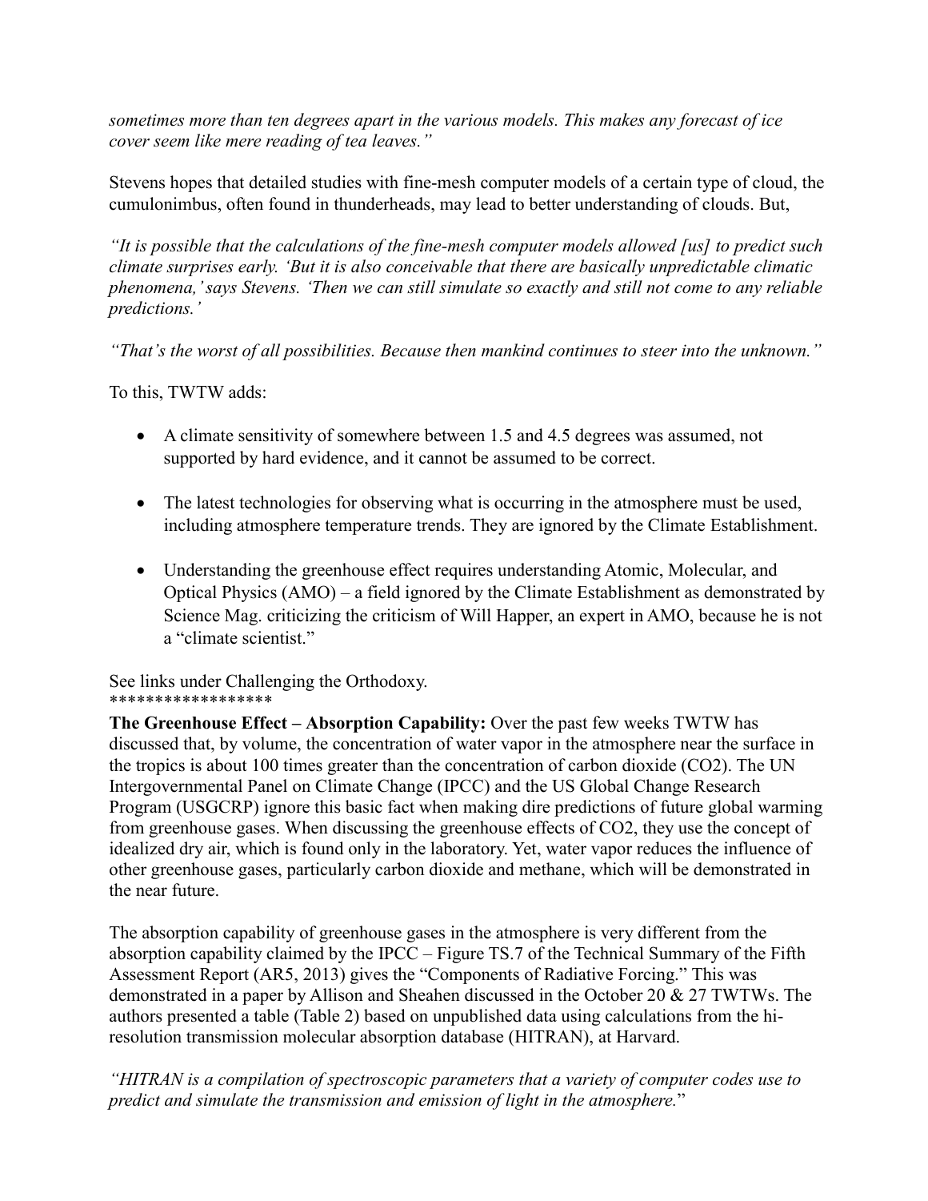*sometimes more than ten degrees apart in the various models. This makes any forecast of ice cover seem like mere reading of tea leaves."*

Stevens hopes that detailed studies with fine-mesh computer models of a certain type of cloud, the cumulonimbus, often found in thunderheads, may lead to better understanding of clouds. But,

*"It is possible that the calculations of the fine-mesh computer models allowed [us] to predict such climate surprises early. 'But it is also conceivable that there are basically unpredictable climatic phenomena,' says Stevens. 'Then we can still simulate so exactly and still not come to any reliable predictions.'*

*"That's the worst of all possibilities. Because then mankind continues to steer into the unknown."*

To this, TWTW adds:

- A climate sensitivity of somewhere between 1.5 and 4.5 degrees was assumed, not supported by hard evidence, and it cannot be assumed to be correct.
- The latest technologies for observing what is occurring in the atmosphere must be used, including atmosphere temperature trends. They are ignored by the Climate Establishment.
- Understanding the greenhouse effect requires understanding Atomic, Molecular, and Optical Physics (AMO) – a field ignored by the Climate Establishment as demonstrated by Science Mag. criticizing the criticism of Will Happer, an expert in AMO, because he is not a "climate scientist."

See links under Challenging the Orthodoxy.
******************

**The Greenhouse Effect – Absorption Capability:** Over the past few weeks TWTW has discussed that, by volume, the concentration of water vapor in the atmosphere near the surface in the tropics is about 100 times greater than the concentration of carbon dioxide ($CO_2$). The UN Intergovernmental Panel on Climate Change (IPCC) and the US Global Change Research Program (USGCRP) ignore this basic fact when making dire predictions of future global warming from greenhouse gases. When discussing the greenhouse effects of $CO_2$, they use the concept of idealized dry air, which is found only in the laboratory. Yet, water vapor reduces the influence of other greenhouse gases, particularly carbon dioxide and methane, which will be demonstrated in the near future.

The absorption capability of greenhouse gases in the atmosphere is very different from the absorption capability claimed by the IPCC – Figure TS.7 of the Technical Summary of the Fifth Assessment Report (AR5, 2013) gives the "Components of Radiative Forcing." This was demonstrated in a paper by Allison and Sheahen discussed in the October 20 & 27 TWTWs. The authors presented a table (Table 2) based on unpublished data using calculations from the hi-resolution transmission molecular absorption database (HITRAN), at Harvard.

*"HITRAN is a compilation of spectroscopic parameters that a variety of computer codes use to predict and simulate the transmission and emission of light in the atmosphere.*"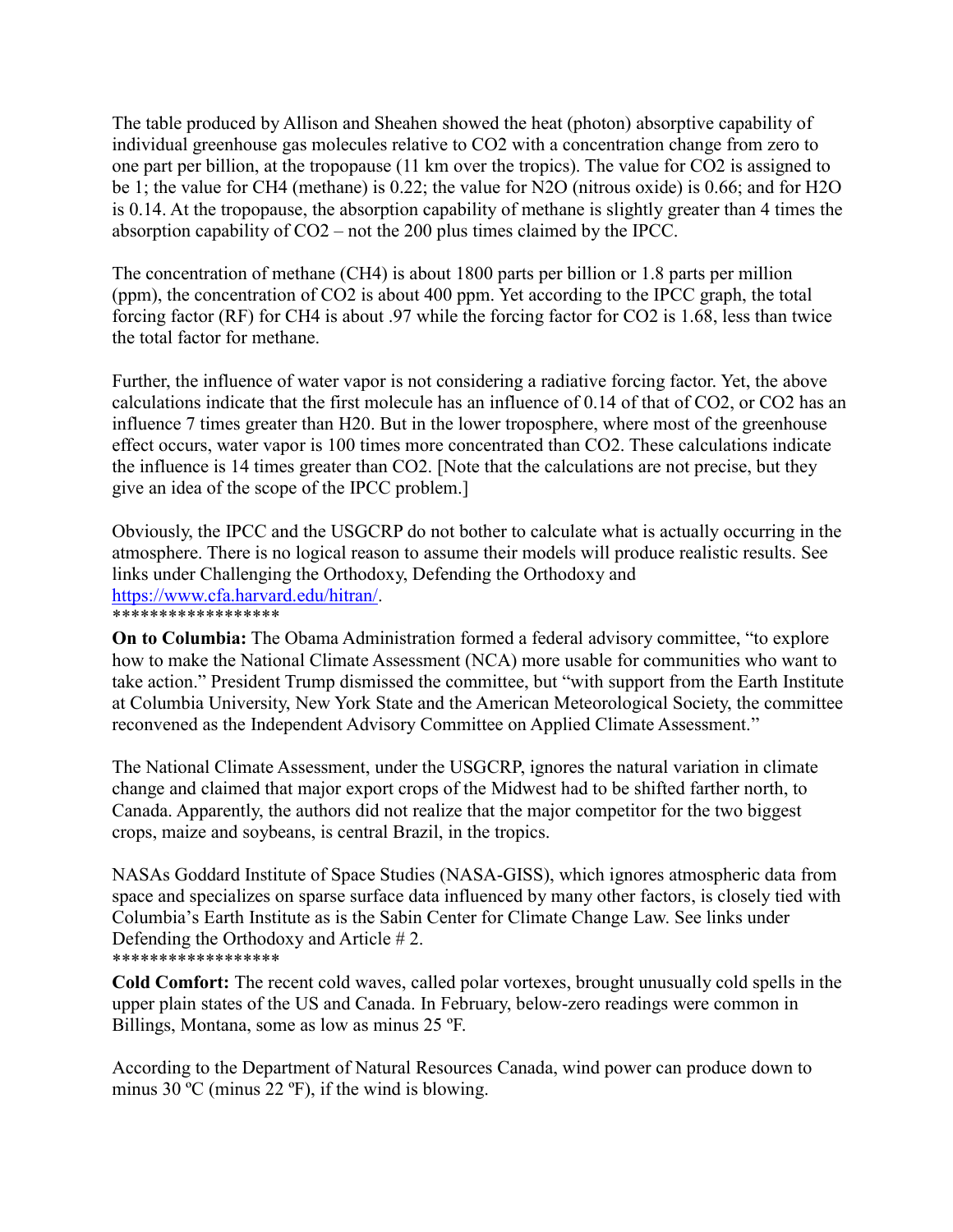The table produced by Allison and Sheahen showed the heat (photon) absorptive capability of individual greenhouse gas molecules relative to $CO_2$ with a concentration change from zero to one part per billion, at the tropopause (11 km over the tropics). The value for $CO_2$ is assigned to be 1; the value for $CH_4$ (methane) is 0.22; the value for $N_2O$ (nitrous oxide) is 0.66; and for $H_2O$ is 0.14. At the tropopause, the absorption capability of methane is slightly greater than 4 times the absorption capability of $CO_2$ – not the 200 plus times claimed by the IPCC.

The concentration of methane ($CH_4$) is about 1800 parts per billion or 1.8 parts per million (ppm), the concentration of $CO_2$ is about 400 ppm. Yet according to the IPCC graph, the total forcing factor (RF) for $CH_4$ is about .97 while the forcing factor for $CO_2$ is 1.68, less than twice the total factor for methane.

Further, the influence of water vapor is not considering a radiative forcing factor. Yet, the above calculations indicate that the first molecule has an influence of 0.14 of that of $CO_2$, or $CO_2$ has an influence 7 times greater than H20. But in the lower troposphere, where most of the greenhouse effect occurs, water vapor is 100 times more concentrated than $CO_2$. These calculations indicate the influence is 14 times greater than $CO_2$. [Note that the calculations are not precise, but they give an idea of the scope of the IPCC problem.]

Obviously, the IPCC and the USGCRP do not bother to calculate what is actually occurring in the atmosphere. There is no logical reason to assume their models will produce realistic results. See links under Challenging the Orthodoxy, Defending the Orthodoxy and [https://www.cfa.harvard.edu/hitran/](https://www.cfa.harvard.edu/hitran/).

******************

**On to Columbia:** The Obama Administration formed a federal advisory committee, "to explore how to make the National Climate Assessment (NCA) more usable for communities who want to take action." President Trump dismissed the committee, but "with support from the Earth Institute at Columbia University, New York State and the American Meteorological Society, the committee reconvened as the Independent Advisory Committee on Applied Climate Assessment."

The National Climate Assessment, under the USGCRP, ignores the natural variation in climate change and claimed that major export crops of the Midwest had to be shifted farther north, to Canada. Apparently, the authors did not realize that the major competitor for the two biggest crops, maize and soybeans, is central Brazil, in the tropics.

NASAs Goddard Institute of Space Studies (NASA-GISS), which ignores atmospheric data from space and specializes on sparse surface data influenced by many other factors, is closely tied with Columbia's Earth Institute as is the Sabin Center for Climate Change Law. See links under Defending the Orthodoxy and Article # 2.

******************

**Cold Comfort:** The recent cold waves, called polar vortexes, brought unusually cold spells in the upper plain states of the US and Canada. In February, below-zero readings were common in Billings, Montana, some as low as minus 25 ºF.

According to the Department of Natural Resources Canada, wind power can produce down to minus 30 ºC (minus 22 ºF), if the wind is blowing.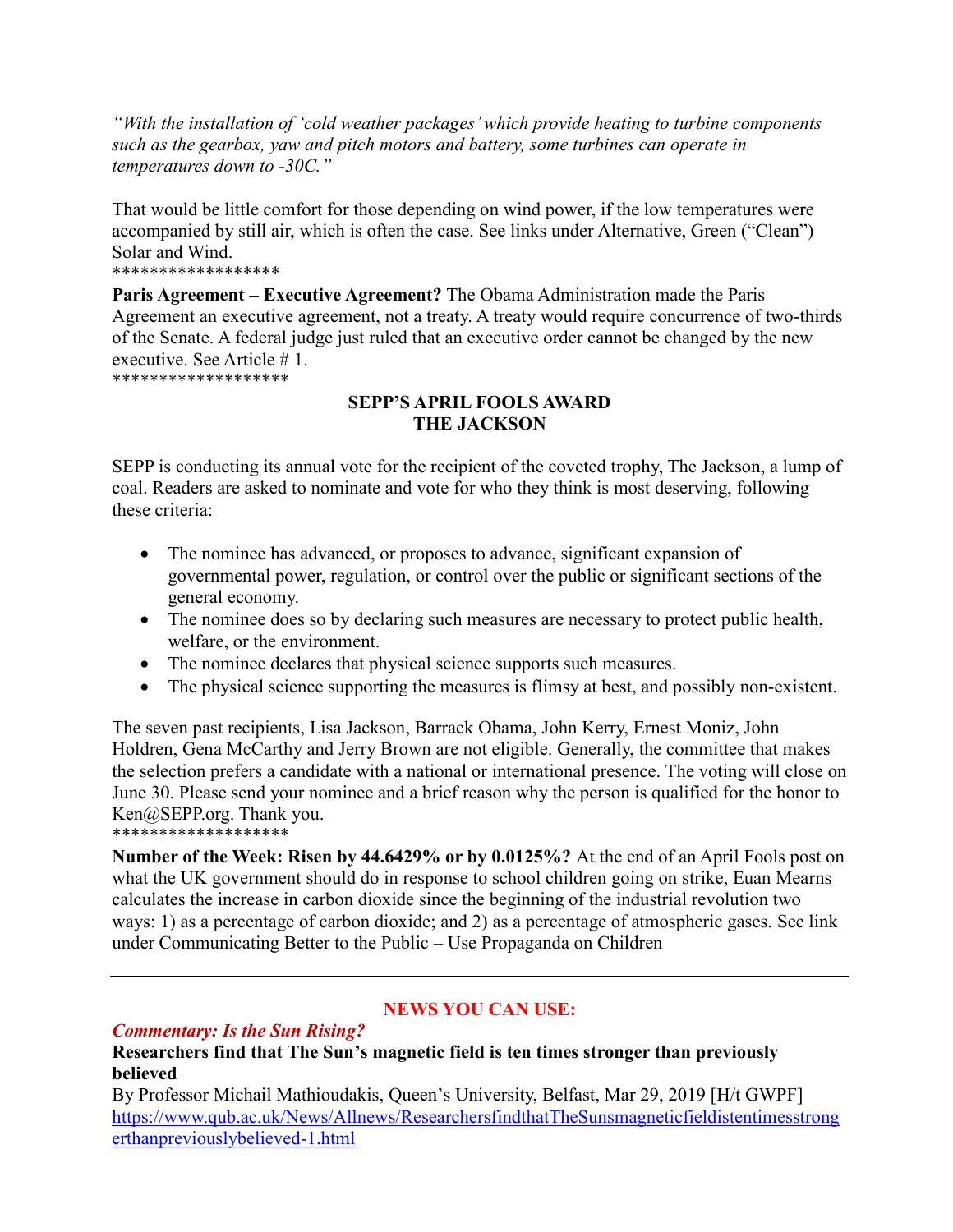*"With the installation of 'cold weather packages' which provide heating to turbine components such as the gearbox, yaw and pitch motors and battery, some turbines can operate in temperatures down to -30C."*

That would be little comfort for those depending on wind power, if the low temperatures were accompanied by still air, which is often the case. See links under Alternative, Green ("Clean") Solar and Wind.

******************

**Paris Agreement – Executive Agreement?** The Obama Administration made the Paris Agreement an executive agreement, not a treaty. A treaty would require concurrence of two-thirds of the Senate. A federal judge just ruled that an executive order cannot be changed by the new executive. See Article # 1.

*******************

**SEPP'S APRIL FOOLS AWARD**
**THE JACKSON**

SEPP is conducting its annual vote for the recipient of the coveted trophy, The Jackson, a lump of coal. Readers are asked to nominate and vote for who they think is most deserving, following these criteria:

- The nominee has advanced, or proposes to advance, significant expansion of governmental power, regulation, or control over the public or significant sections of the general economy.
- The nominee does so by declaring such measures are necessary to protect public health, welfare, or the environment.
- The nominee declares that physical science supports such measures.
- The physical science supporting the measures is flimsy at best, and possibly non-existent.

The seven past recipients, Lisa Jackson, Barrack Obama, John Kerry, Ernest Moniz, John Holdren, Gena McCarthy and Jerry Brown are not eligible. Generally, the committee that makes the selection prefers a candidate with a national or international presence. The voting will close on June 30. Please send your nominee and a brief reason why the person is qualified for the honor to Ken@SEPP.org. Thank you.

*******************

**Number of the Week: Risen by 44.6429% or by 0.0125%?** At the end of an April Fools post on what the UK government should do in response to school children going on strike, Euan Mearns calculates the increase in carbon dioxide since the beginning of the industrial revolution two ways: 1) as a percentage of carbon dioxide; and 2) as a percentage of atmospheric gases. See link under Communicating Better to the Public – Use Propaganda on Children

---

## NEWS YOU CAN USE:

***Commentary: Is the Sun Rising?***

**Researchers find that The Sun's magnetic field is ten times stronger than previously believed**

By Professor Michail Mathioudakis, Queen's University, Belfast, Mar 29, 2019 [H/t GWPF]
https://www.qub.ac.uk/News/Allnews/ResearchersfindthatTheSunsmagneticfieldistentimesstrongerthanpreviouslybelieved-1.html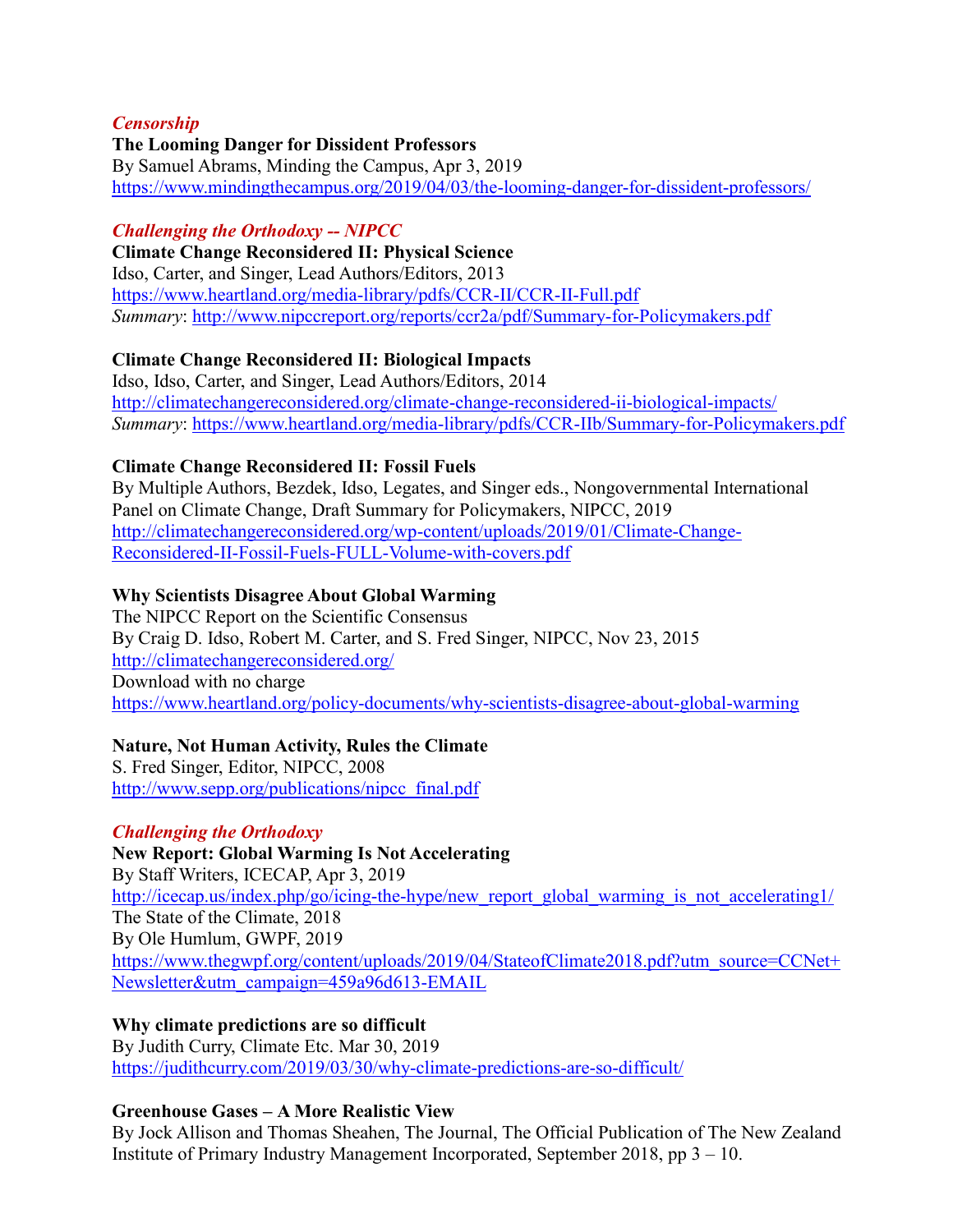***Censorship***

**The Looming Danger for Dissident Professors**
By Samuel Abrams, Minding the Campus, Apr 3, 2019
https://www.mindingthecampus.org/2019/04/03/the-looming-danger-for-dissident-professors/

***Challenging the Orthodoxy -- NIPCC***

**Climate Change Reconsidered II: Physical Science**
Idso, Carter, and Singer, Lead Authors/Editors, 2013
https://www.heartland.org/media-library/pdfs/CCR-II/CCR-II-Full.pdf
*Summary*: http://www.nipccreport.org/reports/ccr2a/pdf/Summary-for-Policymakers.pdf

**Climate Change Reconsidered II: Biological Impacts**
Idso, Idso, Carter, and Singer, Lead Authors/Editors, 2014
http://climatechangereconsidered.org/climate-change-reconsidered-ii-biological-impacts/
*Summary*: https://www.heartland.org/media-library/pdfs/CCR-IIb/Summary-for-Policymakers.pdf

**Climate Change Reconsidered II: Fossil Fuels**
By Multiple Authors, Bezdek, Idso, Legates, and Singer eds., Nongovernmental International Panel on Climate Change, Draft Summary for Policymakers, NIPCC, 2019
http://climatechangereconsidered.org/wp-content/uploads/2019/01/Climate-Change-Reconsidered-II-Fossil-Fuels-FULL-Volume-with-covers.pdf

**Why Scientists Disagree About Global Warming**
The NIPCC Report on the Scientific Consensus
By Craig D. Idso, Robert M. Carter, and S. Fred Singer, NIPCC, Nov 23, 2015
http://climatechangereconsidered.org/
Download with no charge
https://www.heartland.org/policy-documents/why-scientists-disagree-about-global-warming

**Nature, Not Human Activity, Rules the Climate**
S. Fred Singer, Editor, NIPCC, 2008
http://www.sepp.org/publications/nipcc_final.pdf

***Challenging the Orthodoxy***

**New Report: Global Warming Is Not Accelerating**
By Staff Writers, ICECAP, Apr 3, 2019
http://icecap.us/index.php/go/icing-the-hype/new_report_global_warming_is_not_accelerating1/
The State of the Climate, 2018
By Ole Humlum, GWPF, 2019
https://www.thegwpf.org/content/uploads/2019/04/StateofClimate2018.pdf?utm_source=CCNet+Newsletter&utm_campaign=459a96d613-EMAIL

**Why climate predictions are so difficult**
By Judith Curry, Climate Etc. Mar 30, 2019
https://judithcurry.com/2019/03/30/why-climate-predictions-are-so-difficult/

**Greenhouse Gases – A More Realistic View**
By Jock Allison and Thomas Sheahen, The Journal, The Official Publication of The New Zealand Institute of Primary Industry Management Incorporated, September 2018, pp 3 – 10.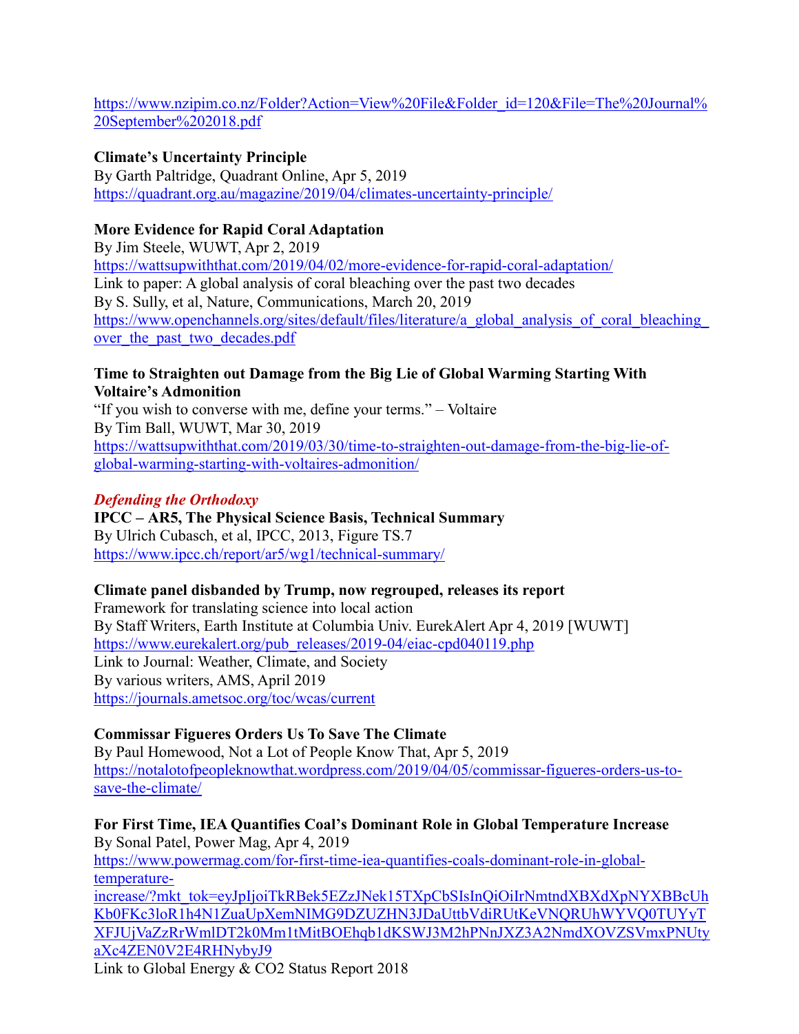https://www.nzipim.co.nz/Folder?Action=View%20File&Folder_id=120&File=The%20Journal%20September%202018.pdf

**Climate's Uncertainty Principle**
By Garth Paltridge, Quadrant Online, Apr 5, 2019
https://quadrant.org.au/magazine/2019/04/climates-uncertainty-principle/

**More Evidence for Rapid Coral Adaptation**
By Jim Steele, WUWT, Apr 2, 2019
https://wattsupwiththat.com/2019/04/02/more-evidence-for-rapid-coral-adaptation/
Link to paper: A global analysis of coral bleaching over the past two decades
By S. Sully, et al, Nature, Communications, March 20, 2019
https://www.openchannels.org/sites/default/files/literature/a_global_analysis_of_coral_bleaching_over_the_past_two_decades.pdf

**Time to Straighten out Damage from the Big Lie of Global Warming Starting With Voltaire's Admonition**
"If you wish to converse with me, define your terms." – Voltaire
By Tim Ball, WUWT, Mar 30, 2019
https://wattsupwiththat.com/2019/03/30/time-to-straighten-out-damage-from-the-big-lie-of-global-warming-starting-with-voltaires-admonition/

***Defending the Orthodoxy***

**IPCC – AR5, The Physical Science Basis, Technical Summary**
By Ulrich Cubasch, et al, IPCC, 2013, Figure TS.7
https://www.ipcc.ch/report/ar5/wg1/technical-summary/

**Climate panel disbanded by Trump, now regrouped, releases its report**
Framework for translating science into local action
By Staff Writers, Earth Institute at Columbia Univ. EurekAlert Apr 4, 2019 [WUWT]
https://www.eurekalert.org/pub_releases/2019-04/eiac-cpd040119.php
Link to Journal: Weather, Climate, and Society
By various writers, AMS, April 2019
https://journals.ametsoc.org/toc/wcas/current

**Commissar Figueres Orders Us To Save The Climate**
By Paul Homewood, Not a Lot of People Know That, Apr 5, 2019
https://notalotofpeopleknowthat.wordpress.com/2019/04/05/commissar-figueres-orders-us-to-save-the-climate/

**For First Time, IEA Quantifies Coal's Dominant Role in Global Temperature Increase**
By Sonal Patel, Power Mag, Apr 4, 2019
https://www.powermag.com/for-first-time-iea-quantifies-coals-dominant-role-in-global-temperature-increase/?mkt_tok=eyJpIjoiTkRBek5EZzJNek15TXpCbSIsInQiOiIrNmtndXBXdXpNYXBBcUhKb0FKc3loR1h4N1ZuaUpXemNIMG9DZUZHN3JDaUttbVdiRUtKeVNQRUhWYVQ0TUYyTXFJUjVaZzRrWmlDT2k0Mm1tMitBOEhqb1dKSWJ3M2hPNnJXZ3A2NmdXOVZSVmxPNUtyaXc4ZEN0V2E4RHNybyJ9
Link to Global Energy & CO2 Status Report 2018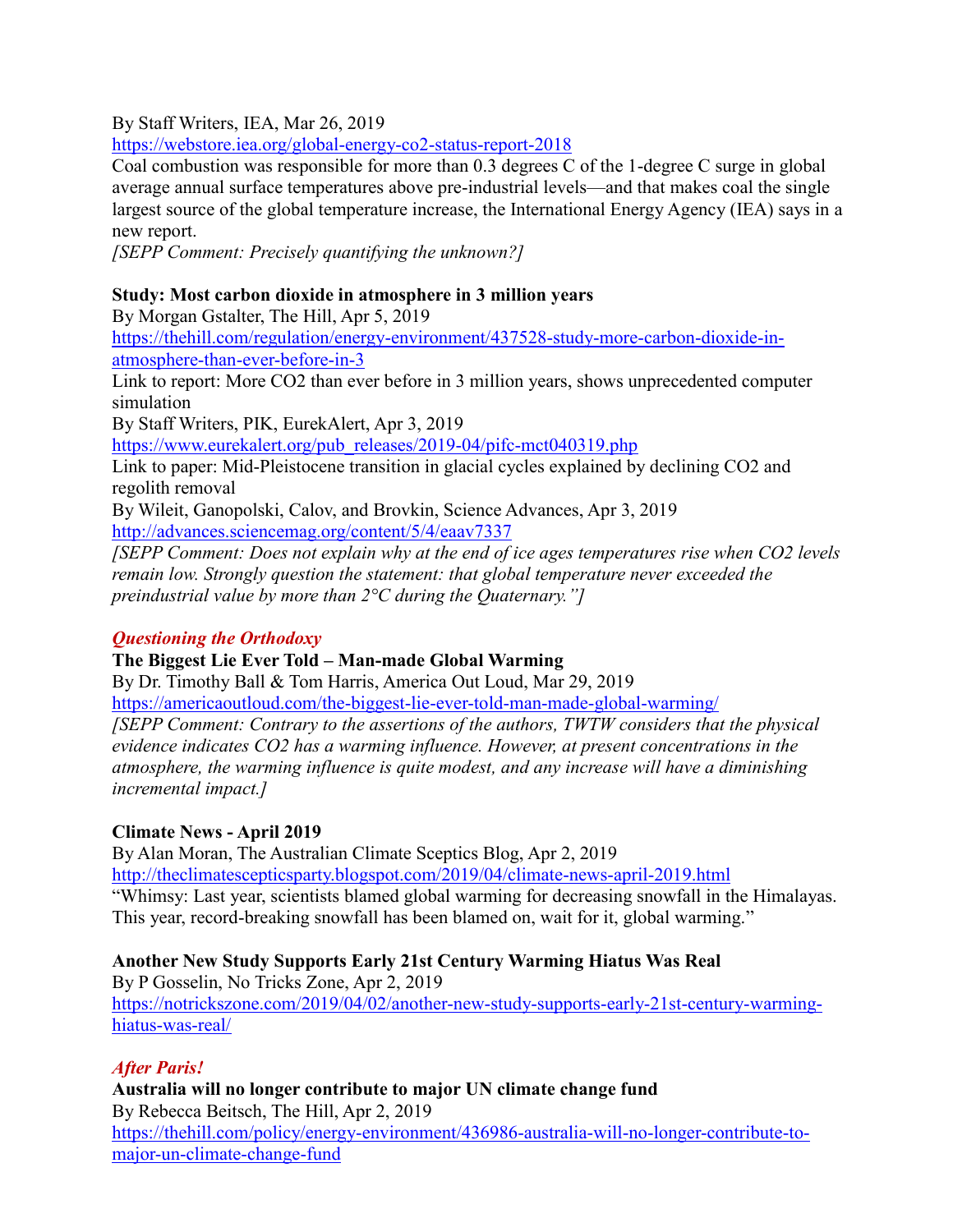By Staff Writers, IEA, Mar 26, 2019

https://webstore.iea.org/global-energy-co2-status-report-2018

Coal combustion was responsible for more than 0.3 degrees C of the 1-degree C surge in global average annual surface temperatures above pre-industrial levels—and that makes coal the single largest source of the global temperature increase, the International Energy Agency (IEA) says in a new report.

*[SEPP Comment: Precisely quantifying the unknown?]*

**Study: Most carbon dioxide in atmosphere in 3 million years**

By Morgan Gstalter, The Hill, Apr 5, 2019

https://thehill.com/regulation/energy-environment/437528-study-more-carbon-dioxide-in-atmosphere-than-ever-before-in-3

Link to report: More CO2 than ever before in 3 million years, shows unprecedented computer simulation

By Staff Writers, PIK, EurekAlert, Apr 3, 2019

https://www.eurekalert.org/pub_releases/2019-04/pifc-mct040319.php

Link to paper: Mid-Pleistocene transition in glacial cycles explained by declining CO2 and regolith removal

By Wileit, Ganopolski, Calov, and Brovkin, Science Advances, Apr 3, 2019

http://advances.sciencemag.org/content/5/4/eaav7337

*[SEPP Comment: Does not explain why at the end of ice ages temperatures rise when CO2 levels remain low. Strongly question the statement: that global temperature never exceeded the preindustrial value by more than 2°C during the Quaternary."]*

## *Questioning the Orthodoxy*

**The Biggest Lie Ever Told – Man-made Global Warming**

By Dr. Timothy Ball & Tom Harris, America Out Loud, Mar 29, 2019

https://americaoutloud.com/the-biggest-lie-ever-told-man-made-global-warming/

*[SEPP Comment: Contrary to the assertions of the authors, TWTW considers that the physical evidence indicates CO2 has a warming influence. However, at present concentrations in the atmosphere, the warming influence is quite modest, and any increase will have a diminishing incremental impact.]*

**Climate News - April 2019**

By Alan Moran, The Australian Climate Sceptics Blog, Apr 2, 2019

http://theclimatescepticsparty.blogspot.com/2019/04/climate-news-april-2019.html

"Whimsy: Last year, scientists blamed global warming for decreasing snowfall in the Himalayas. This year, record-breaking snowfall has been blamed on, wait for it, global warming."

**Another New Study Supports Early 21st Century Warming Hiatus Was Real**

By P Gosselin, No Tricks Zone, Apr 2, 2019

https://notrickszone.com/2019/04/02/another-new-study-supports-early-21st-century-warming-hiatus-was-real/

## *After Paris!*

**Australia will no longer contribute to major UN climate change fund**

By Rebecca Beitsch, The Hill, Apr 2, 2019

https://thehill.com/policy/energy-environment/436986-australia-will-no-longer-contribute-to-major-un-climate-change-fund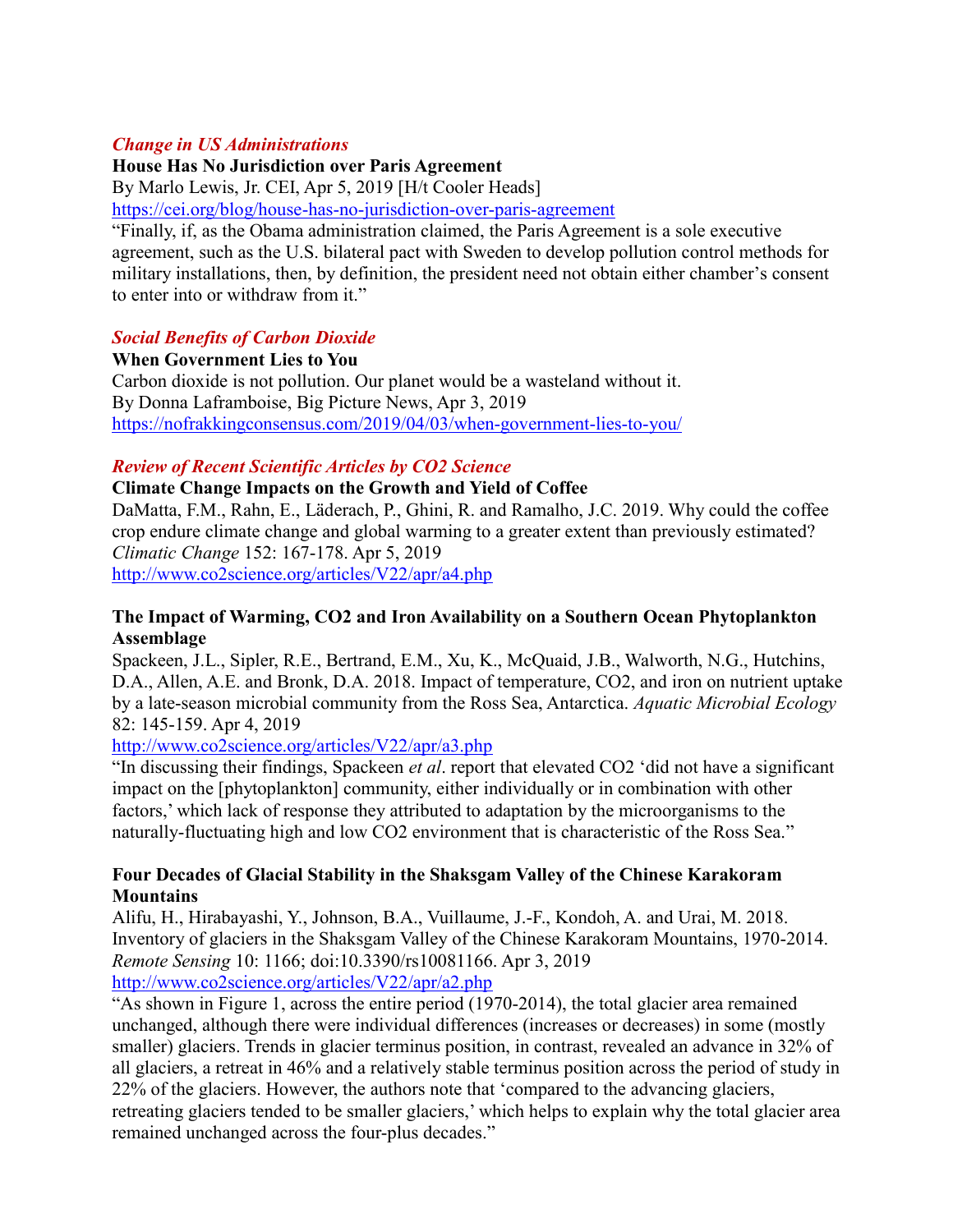### *Change in US Administrations*

**House Has No Jurisdiction over Paris Agreement**

By Marlo Lewis, Jr. CEI, Apr 5, 2019 [H/t Cooler Heads]

https://cei.org/blog/house-has-no-jurisdiction-over-paris-agreement

"Finally, if, as the Obama administration claimed, the Paris Agreement is a sole executive agreement, such as the U.S. bilateral pact with Sweden to develop pollution control methods for military installations, then, by definition, the president need not obtain either chamber's consent to enter into or withdraw from it."

### *Social Benefits of Carbon Dioxide*

**When Government Lies to You**

Carbon dioxide is not pollution. Our planet would be a wasteland without it.

By Donna Laframboise, Big Picture News, Apr 3, 2019

https://nofrakkingconsensus.com/2019/04/03/when-government-lies-to-you/

### *Review of Recent Scientific Articles by CO2 Science*

**Climate Change Impacts on the Growth and Yield of Coffee**

DaMatta, F.M., Rahn, E., Läderach, P., Ghini, R. and Ramalho, J.C. 2019. Why could the coffee crop endure climate change and global warming to a greater extent than previously estimated? *Climatic Change* 152: 167-178. Apr 5, 2019

http://www.co2science.org/articles/V22/apr/a4.php

**The Impact of Warming, CO2 and Iron Availability on a Southern Ocean Phytoplankton Assemblage**

Spackeen, J.L., Sipler, R.E., Bertrand, E.M., Xu, K., McQuaid, J.B., Walworth, N.G., Hutchins, D.A., Allen, A.E. and Bronk, D.A. 2018. Impact of temperature, CO2, and iron on nutrient uptake by a late-season microbial community from the Ross Sea, Antarctica. *Aquatic Microbial Ecology* 82: 145-159. Apr 4, 2019

http://www.co2science.org/articles/V22/apr/a3.php

"In discussing their findings, Spackeen *et al*. report that elevated CO2 'did not have a significant impact on the [phytoplankton] community, either individually or in combination with other factors,' which lack of response they attributed to adaptation by the microorganisms to the naturally-fluctuating high and low CO2 environment that is characteristic of the Ross Sea."

**Four Decades of Glacial Stability in the Shaksgam Valley of the Chinese Karakoram Mountains**

Alifu, H., Hirabayashi, Y., Johnson, B.A., Vuillaume, J.-F., Kondoh, A. and Urai, M. 2018. Inventory of glaciers in the Shaksgam Valley of the Chinese Karakoram Mountains, 1970-2014. *Remote Sensing* 10: 1166; doi:10.3390/rs10081166. Apr 3, 2019

http://www.co2science.org/articles/V22/apr/a2.php

"As shown in Figure 1, across the entire period (1970-2014), the total glacier area remained unchanged, although there were individual differences (increases or decreases) in some (mostly smaller) glaciers. Trends in glacier terminus position, in contrast, revealed an advance in 32% of all glaciers, a retreat in 46% and a relatively stable terminus position across the period of study in 22% of the glaciers. However, the authors note that 'compared to the advancing glaciers, retreating glaciers tended to be smaller glaciers,' which helps to explain why the total glacier area remained unchanged across the four-plus decades."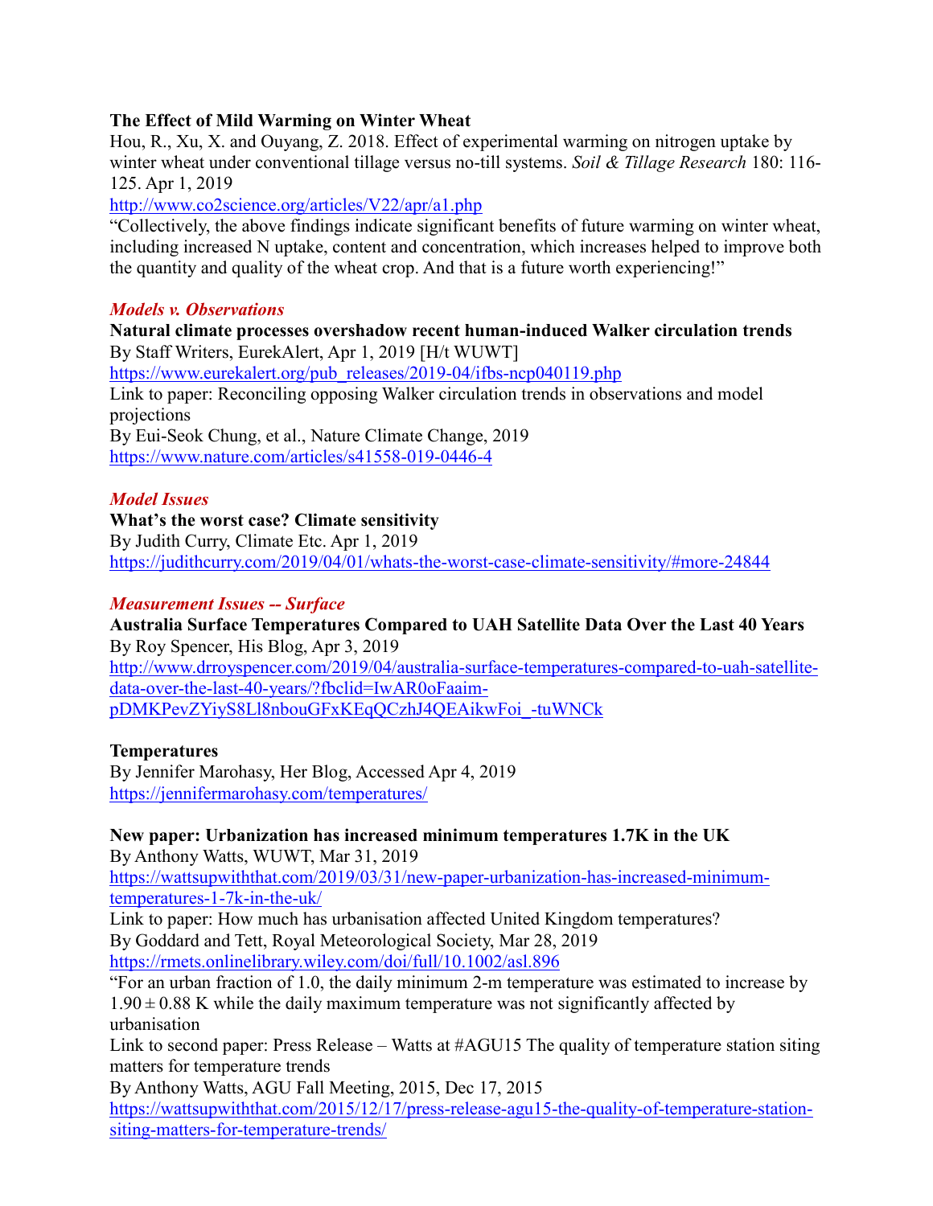**The Effect of Mild Warming on Winter Wheat**

Hou, R., Xu, X. and Ouyang, Z. 2018. Effect of experimental warming on nitrogen uptake by winter wheat under conventional tillage versus no-till systems. *Soil & Tillage Research* 180: 116-125. Apr 1, 2019

http://www.co2science.org/articles/V22/apr/a1.php

"Collectively, the above findings indicate significant benefits of future warming on winter wheat, including increased N uptake, content and concentration, which increases helped to improve both the quantity and quality of the wheat crop. And that is a future worth experiencing!"

***Models v. Observations***

**Natural climate processes overshadow recent human-induced Walker circulation trends**

By Staff Writers, EurekAlert, Apr 1, 2019 [H/t WUWT]

https://www.eurekalert.org/pub_releases/2019-04/ifbs-ncp040119.php

Link to paper: Reconciling opposing Walker circulation trends in observations and model projections

By Eui-Seok Chung, et al., Nature Climate Change, 2019

https://www.nature.com/articles/s41558-019-0446-4

***Model Issues***

**What's the worst case? Climate sensitivity**

By Judith Curry, Climate Etc. Apr 1, 2019

https://judithcurry.com/2019/04/01/whats-the-worst-case-climate-sensitivity/#more-24844

***Measurement Issues -- Surface***

**Australia Surface Temperatures Compared to UAH Satellite Data Over the Last 40 Years**

By Roy Spencer, His Blog, Apr 3, 2019

http://www.drroyspencer.com/2019/04/australia-surface-temperatures-compared-to-uah-satellite-data-over-the-last-40-years/?fbclid=IwAR0oFaaim-pDMKPevZYiyS8Ll8nbouGFxKEqQCzhJ4QEAikwFoi_-tuWNCk

**Temperatures**

By Jennifer Marohasy, Her Blog, Accessed Apr 4, 2019

https://jennifermarohasy.com/temperatures/

**New paper: Urbanization has increased minimum temperatures 1.7K in the UK**

By Anthony Watts, WUWT, Mar 31, 2019

https://wattsupwiththat.com/2019/03/31/new-paper-urbanization-has-increased-minimum-temperatures-1-7k-in-the-uk/

Link to paper: How much has urbanisation affected United Kingdom temperatures?

By Goddard and Tett, Royal Meteorological Society, Mar 28, 2019

https://rmets.onlinelibrary.wiley.com/doi/full/10.1002/asl.896

"For an urban fraction of 1.0, the daily minimum 2-m temperature was estimated to increase by $1.90 \pm 0.88$ K while the daily maximum temperature was not significantly affected by urbanisation

Link to second paper: Press Release – Watts at #AGU15 The quality of temperature station siting matters for temperature trends

By Anthony Watts, AGU Fall Meeting, 2015, Dec 17, 2015

https://wattsupwiththat.com/2015/12/17/press-release-agu15-the-quality-of-temperature-station-siting-matters-for-temperature-trends/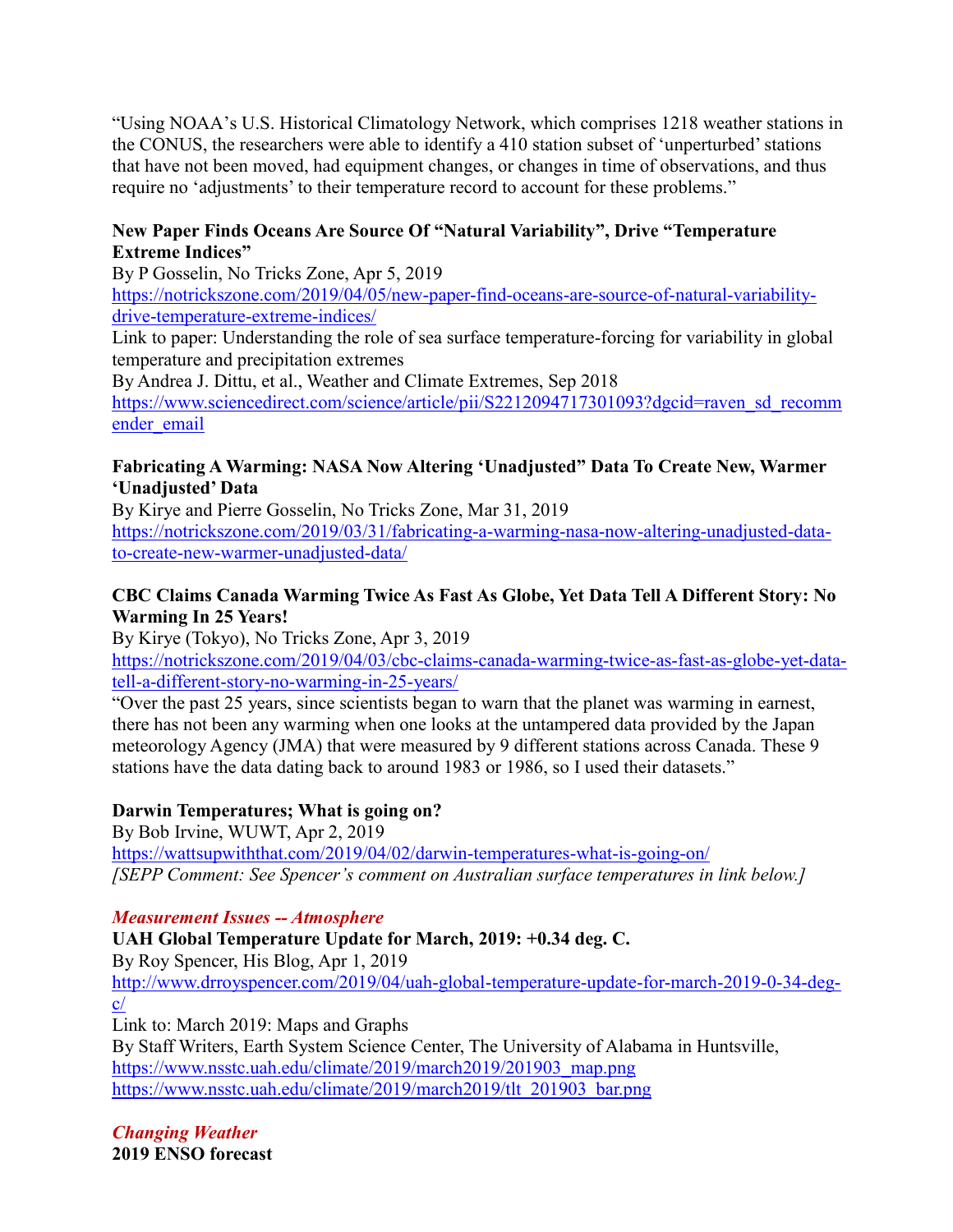"Using NOAA's U.S. Historical Climatology Network, which comprises 1218 weather stations in the CONUS, the researchers were able to identify a 410 station subset of 'unperturbed' stations that have not been moved, had equipment changes, or changes in time of observations, and thus require no 'adjustments' to their temperature record to account for these problems."

**New Paper Finds Oceans Are Source Of "Natural Variability", Drive "Temperature Extreme Indices"**
By P Gosselin, No Tricks Zone, Apr 5, 2019
https://notrickszone.com/2019/04/05/new-paper-find-oceans-are-source-of-natural-variability-drive-temperature-extreme-indices/
Link to paper: Understanding the role of sea surface temperature-forcing for variability in global temperature and precipitation extremes
By Andrea J. Dittu, et al., Weather and Climate Extremes, Sep 2018
https://www.sciencedirect.com/science/article/pii/S2212094717301093?dgcid=raven_sd_recommender_email

**Fabricating A Warming: NASA Now Altering 'Unadjusted" Data To Create New, Warmer 'Unadjusted' Data**
By Kirye and Pierre Gosselin, No Tricks Zone, Mar 31, 2019
https://notrickszone.com/2019/03/31/fabricating-a-warming-nasa-now-altering-unadjusted-data-to-create-new-warmer-unadjusted-data/

**CBC Claims Canada Warming Twice As Fast As Globe, Yet Data Tell A Different Story: No Warming In 25 Years!**
By Kirye (Tokyo), No Tricks Zone, Apr 3, 2019
https://notrickszone.com/2019/04/03/cbc-claims-canada-warming-twice-as-fast-as-globe-yet-data-tell-a-different-story-no-warming-in-25-years/
"Over the past 25 years, since scientists began to warn that the planet was warming in earnest, there has not been any warming when one looks at the untampered data provided by the Japan meteorology Agency (JMA) that were measured by 9 different stations across Canada. These 9 stations have the data dating back to around 1983 or 1986, so I used their datasets."

**Darwin Temperatures; What is going on?**
By Bob Irvine, WUWT, Apr 2, 2019
https://wattsupwiththat.com/2019/04/02/darwin-temperatures-what-is-going-on/
*[SEPP Comment: See Spencer's comment on Australian surface temperatures in link below.]*

***Measurement Issues -- Atmosphere***

**UAH Global Temperature Update for March, 2019: +0.34 deg. C.**
By Roy Spencer, His Blog, Apr 1, 2019
http://www.drroyspencer.com/2019/04/uah-global-temperature-update-for-march-2019-0-34-deg-c/
Link to: March 2019: Maps and Graphs
By Staff Writers, Earth System Science Center, The University of Alabama in Huntsville,
https://www.nsstc.uah.edu/climate/2019/march2019/201903_map.png
https://www.nsstc.uah.edu/climate/2019/march2019/tlt_201903_bar.png

***Changing Weather***

**2019 ENSO forecast**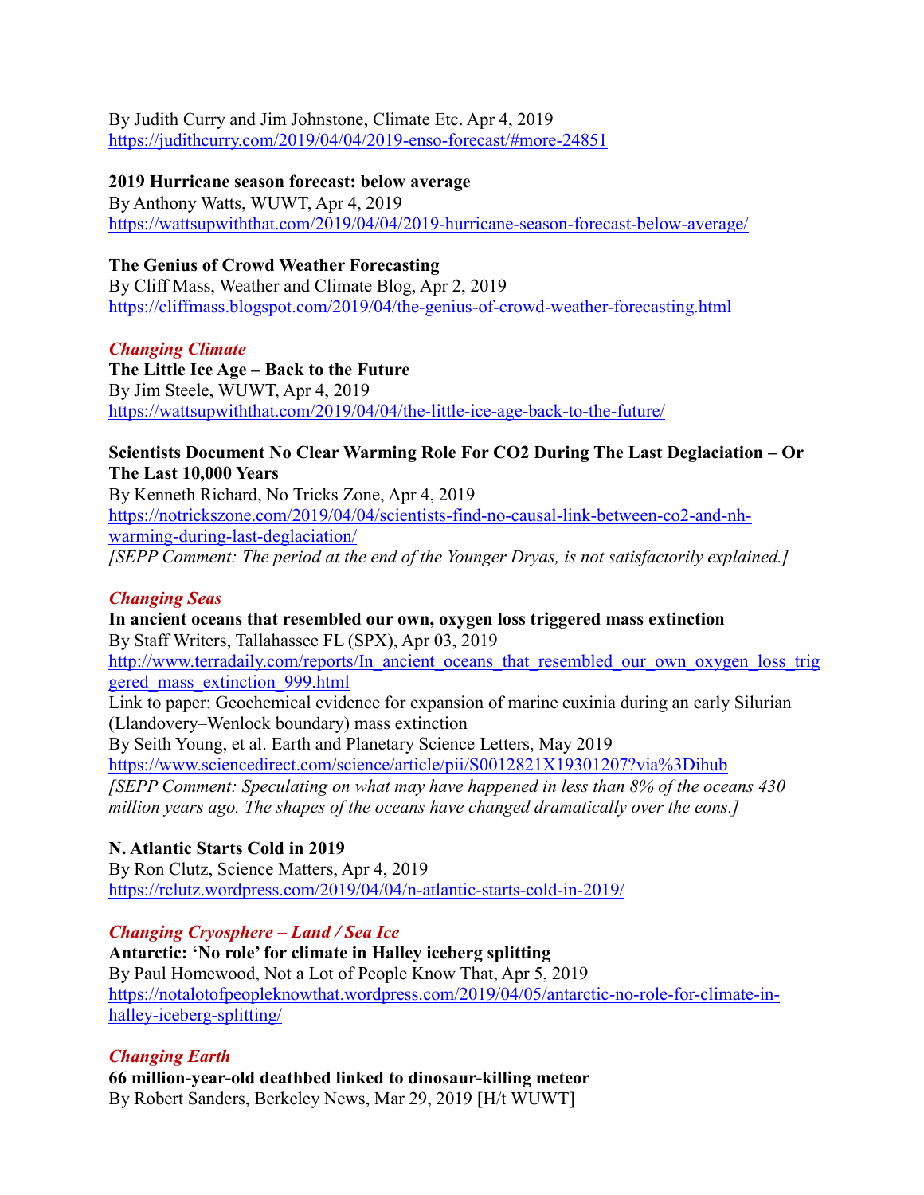By Judith Curry and Jim Johnstone, Climate Etc. Apr 4, 2019
https://judithcurry.com/2019/04/04/2019-enso-forecast/#more-24851

**2019 Hurricane season forecast: below average**
By Anthony Watts, WUWT, Apr 4, 2019
https://wattsupwiththat.com/2019/04/04/2019-hurricane-season-forecast-below-average/

**The Genius of Crowd Weather Forecasting**
By Cliff Mass, Weather and Climate Blog, Apr 2, 2019
https://cliffmass.blogspot.com/2019/04/the-genius-of-crowd-weather-forecasting.html

***Changing Climate***

**The Little Ice Age – Back to the Future**
By Jim Steele, WUWT, Apr 4, 2019
https://wattsupwiththat.com/2019/04/04/the-little-ice-age-back-to-the-future/

**Scientists Document No Clear Warming Role For CO2 During The Last Deglaciation – Or The Last 10,000 Years**
By Kenneth Richard, No Tricks Zone, Apr 4, 2019
https://notrickszone.com/2019/04/04/scientists-find-no-causal-link-between-co2-and-nh-warming-during-last-deglaciation/
*[SEPP Comment: The period at the end of the Younger Dryas, is not satisfactorily explained.]*

***Changing Seas***

**In ancient oceans that resembled our own, oxygen loss triggered mass extinction**
By Staff Writers, Tallahassee FL (SPX), Apr 03, 2019
http://www.terradaily.com/reports/In_ancient_oceans_that_resembled_our_own_oxygen_loss_triggered_mass_extinction_999.html
Link to paper: Geochemical evidence for expansion of marine euxinia during an early Silurian (Llandovery–Wenlock boundary) mass extinction
By Seith Young, et al. Earth and Planetary Science Letters, May 2019
https://www.sciencedirect.com/science/article/pii/S0012821X19301207?via%3Dihub
*[SEPP Comment: Speculating on what may have happened in less than 8% of the oceans 430 million years ago. The shapes of the oceans have changed dramatically over the eons.]*

**N. Atlantic Starts Cold in 2019**
By Ron Clutz, Science Matters, Apr 4, 2019
https://rclutz.wordpress.com/2019/04/04/n-atlantic-starts-cold-in-2019/

***Changing Cryosphere – Land / Sea Ice***

**Antarctic: 'No role' for climate in Halley iceberg splitting**
By Paul Homewood, Not a Lot of People Know That, Apr 5, 2019
https://notalotofpeopleknowthat.wordpress.com/2019/04/05/antarctic-no-role-for-climate-in-halley-iceberg-splitting/

***Changing Earth***

**66 million-year-old deathbed linked to dinosaur-killing meteor**
By Robert Sanders, Berkeley News, Mar 29, 2019 [H/t WUWT]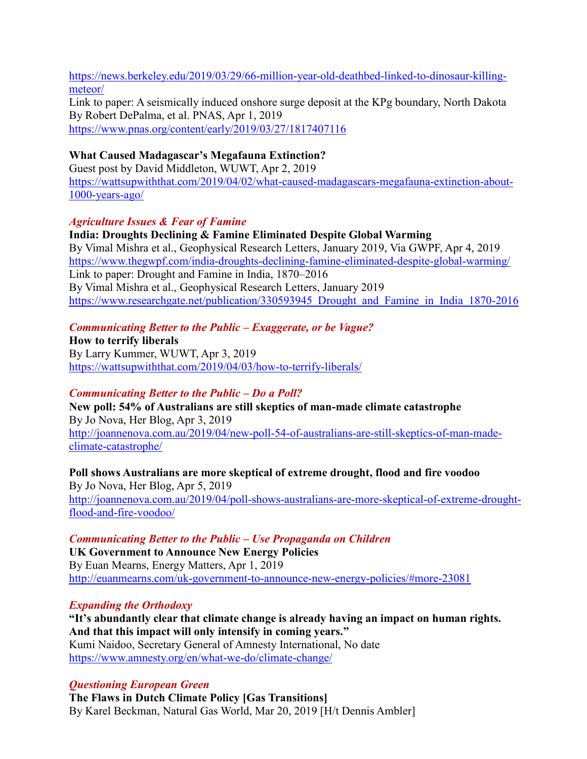https://news.berkeley.edu/2019/03/29/66-million-year-old-deathbed-linked-to-dinosaur-killing-meteor/
Link to paper: A seismically induced onshore surge deposit at the KPg boundary, North Dakota
By Robert DePalma, et al. PNAS, Apr 1, 2019
https://www.pnas.org/content/early/2019/03/27/1817407116

**What Caused Madagascar's Megafauna Extinction?**
Guest post by David Middleton, WUWT, Apr 2, 2019
https://wattsupwiththat.com/2019/04/02/what-caused-madagascars-megafauna-extinction-about-1000-years-ago/

*Agriculture Issues & Fear of Famine*

**India: Droughts Declining & Famine Eliminated Despite Global Warming**
By Vimal Mishra et al., Geophysical Research Letters, January 2019, Via GWPF, Apr 4, 2019
https://www.thegwpf.com/india-droughts-declining-famine-eliminated-despite-global-warming/
Link to paper: Drought and Famine in India, 1870–2016
By Vimal Mishra et al., Geophysical Research Letters, January 2019
https://www.researchgate.net/publication/330593945_Drought_and_Famine_in_India_1870-2016

*Communicating Better to the Public – Exaggerate, or be Vague?*

**How to terrify liberals**
By Larry Kummer, WUWT, Apr 3, 2019
https://wattsupwiththat.com/2019/04/03/how-to-terrify-liberals/

*Communicating Better to the Public – Do a Poll?*

**New poll: 54% of Australians are still skeptics of man-made climate catastrophe**
By Jo Nova, Her Blog, Apr 3, 2019
http://joannenova.com.au/2019/04/new-poll-54-of-australians-are-still-skeptics-of-man-made-climate-catastrophe/

**Poll shows Australians are more skeptical of extreme drought, flood and fire voodoo**
By Jo Nova, Her Blog, Apr 5, 2019
http://joannenova.com.au/2019/04/poll-shows-australians-are-more-skeptical-of-extreme-drought-flood-and-fire-voodoo/

*Communicating Better to the Public – Use Propaganda on Children*

**UK Government to Announce New Energy Policies**
By Euan Mearns, Energy Matters, Apr 1, 2019
http://euanmearns.com/uk-government-to-announce-new-energy-policies/#more-23081

*Expanding the Orthodoxy*

**"It's abundantly clear that climate change is already having an impact on human rights. And that this impact will only intensify in coming years."**
Kumi Naidoo, Secretary General of Amnesty International, No date
https://www.amnesty.org/en/what-we-do/climate-change/

*Questioning European Green*

**The Flaws in Dutch Climate Policy [Gas Transitions]**
By Karel Beckman, Natural Gas World, Mar 20, 2019 [H/t Dennis Ambler]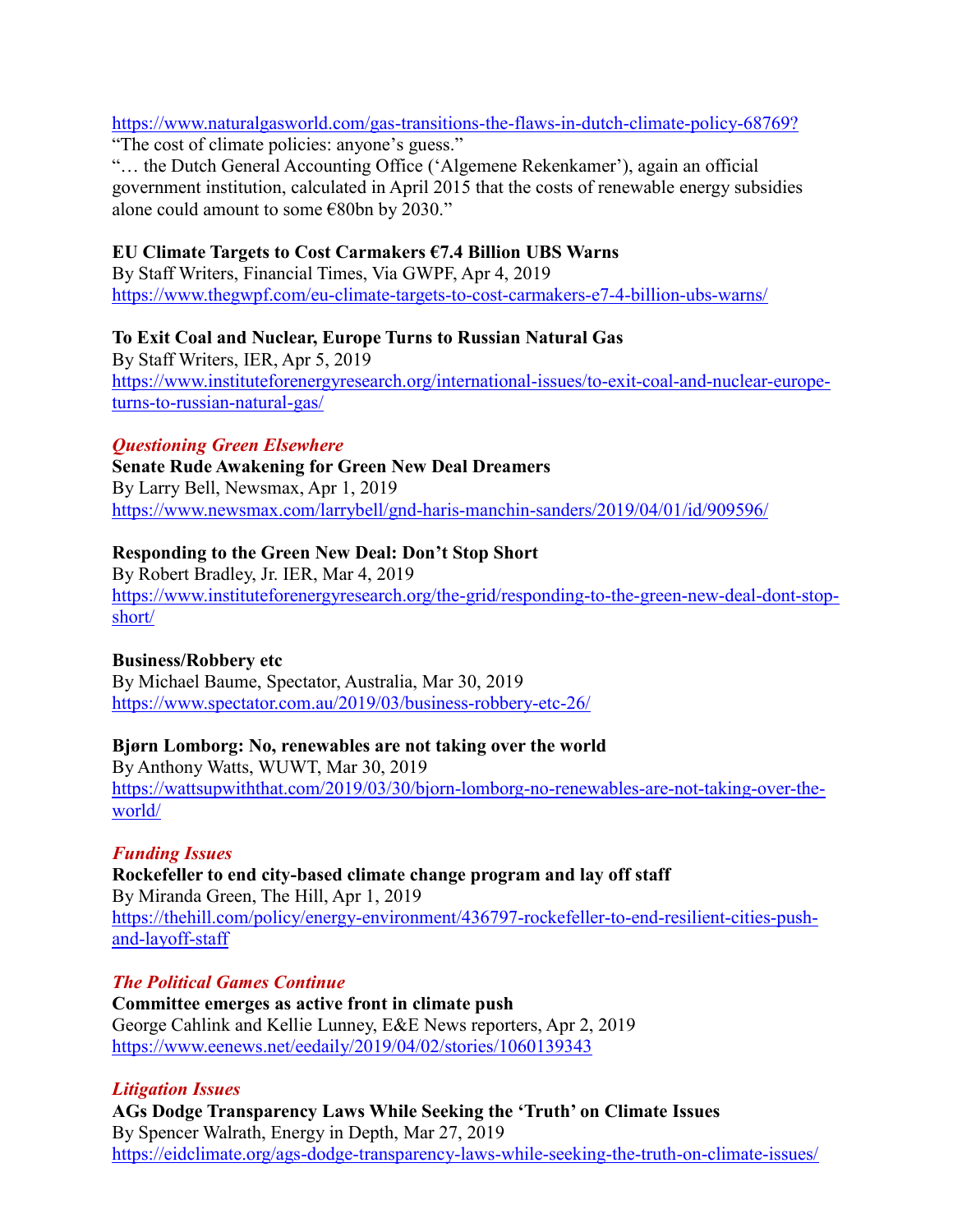https://www.naturalgasworld.com/gas-transitions-the-flaws-in-dutch-climate-policy-68769?

"The cost of climate policies: anyone's guess."

"… the Dutch General Accounting Office ('Algemene Rekenkamer'), again an official government institution, calculated in April 2015 that the costs of renewable energy subsidies alone could amount to some €80bn by 2030."

**EU Climate Targets to Cost Carmakers €7.4 Billion UBS Warns**
By Staff Writers, Financial Times, Via GWPF, Apr 4, 2019
https://www.thegwpf.com/eu-climate-targets-to-cost-carmakers-e7-4-billion-ubs-warns/

**To Exit Coal and Nuclear, Europe Turns to Russian Natural Gas**
By Staff Writers, IER, Apr 5, 2019
https://www.instituteforenergyresearch.org/international-issues/to-exit-coal-and-nuclear-europe-turns-to-russian-natural-gas/

*Questioning Green Elsewhere*

**Senate Rude Awakening for Green New Deal Dreamers**
By Larry Bell, Newsmax, Apr 1, 2019
https://www.newsmax.com/larrybell/gnd-haris-manchin-sanders/2019/04/01/id/909596/

**Responding to the Green New Deal: Don't Stop Short**
By Robert Bradley, Jr. IER, Mar 4, 2019
https://www.instituteforenergyresearch.org/the-grid/responding-to-the-green-new-deal-dont-stop-short/

**Business/Robbery etc**
By Michael Baume, Spectator, Australia, Mar 30, 2019
https://www.spectator.com.au/2019/03/business-robbery-etc-26/

**Bjørn Lomborg: No, renewables are not taking over the world**
By Anthony Watts, WUWT, Mar 30, 2019
https://wattsupwiththat.com/2019/03/30/bjorn-lomborg-no-renewables-are-not-taking-over-the-world/

*Funding Issues*

**Rockefeller to end city-based climate change program and lay off staff**
By Miranda Green, The Hill, Apr 1, 2019
https://thehill.com/policy/energy-environment/436797-rockefeller-to-end-resilient-cities-push-and-layoff-staff

*The Political Games Continue*

**Committee emerges as active front in climate push**
George Cahlink and Kellie Lunney, E&E News reporters, Apr 2, 2019
https://www.eenews.net/eedaily/2019/04/02/stories/1060139343

*Litigation Issues*

**AGs Dodge Transparency Laws While Seeking the 'Truth' on Climate Issues**
By Spencer Walrath, Energy in Depth, Mar 27, 2019
https://eidclimate.org/ags-dodge-transparency-laws-while-seeking-the-truth-on-climate-issues/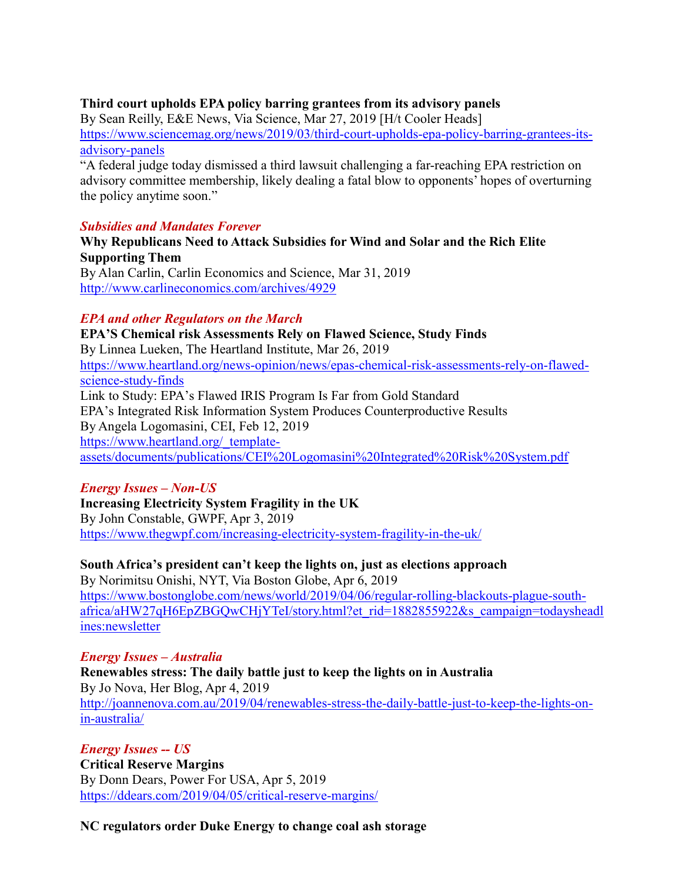**Third court upholds EPA policy barring grantees from its advisory panels**
By Sean Reilly, E&E News, Via Science, Mar 27, 2019 [H/t Cooler Heads]
https://www.sciencemag.org/news/2019/03/third-court-upholds-epa-policy-barring-grantees-its-advisory-panels
"A federal judge today dismissed a third lawsuit challenging a far-reaching EPA restriction on advisory committee membership, likely dealing a fatal blow to opponents' hopes of overturning the policy anytime soon."

***Subsidies and Mandates Forever***

**Why Republicans Need to Attack Subsidies for Wind and Solar and the Rich Elite Supporting Them**
By Alan Carlin, Carlin Economics and Science, Mar 31, 2019
http://www.carlineconomics.com/archives/4929

***EPA and other Regulators on the March***

**EPA'S Chemical risk Assessments Rely on Flawed Science, Study Finds**
By Linnea Lueken, The Heartland Institute, Mar 26, 2019
https://www.heartland.org/news-opinion/news/epas-chemical-risk-assessments-rely-on-flawed-science-study-finds
Link to Study: EPA's Flawed IRIS Program Is Far from Gold Standard
EPA's Integrated Risk Information System Produces Counterproductive Results
By Angela Logomasini, CEI, Feb 12, 2019
https://www.heartland.org/_template-assets/documents/publications/CEI%20Logomasini%20Integrated%20Risk%20System.pdf

***Energy Issues – Non-US***

**Increasing Electricity System Fragility in the UK**
By John Constable, GWPF, Apr 3, 2019
https://www.thegwpf.com/increasing-electricity-system-fragility-in-the-uk/

**South Africa's president can't keep the lights on, just as elections approach**
By Norimitsu Onishi, NYT, Via Boston Globe, Apr 6, 2019
https://www.bostonglobe.com/news/world/2019/04/06/regular-rolling-blackouts-plague-south-africa/aHW27qH6EpZBGQwCHjYTeI/story.html?et_rid=1882855922&s_campaign=todaysheadlines:newsletter

***Energy Issues – Australia***

**Renewables stress: The daily battle just to keep the lights on in Australia**
By Jo Nova, Her Blog, Apr 4, 2019
http://joannenova.com.au/2019/04/renewables-stress-the-daily-battle-just-to-keep-the-lights-on-in-australia/

***Energy Issues -- US***

**Critical Reserve Margins**
By Donn Dears, Power For USA, Apr 5, 2019
https://ddears.com/2019/04/05/critical-reserve-margins/

**NC regulators order Duke Energy to change coal ash storage**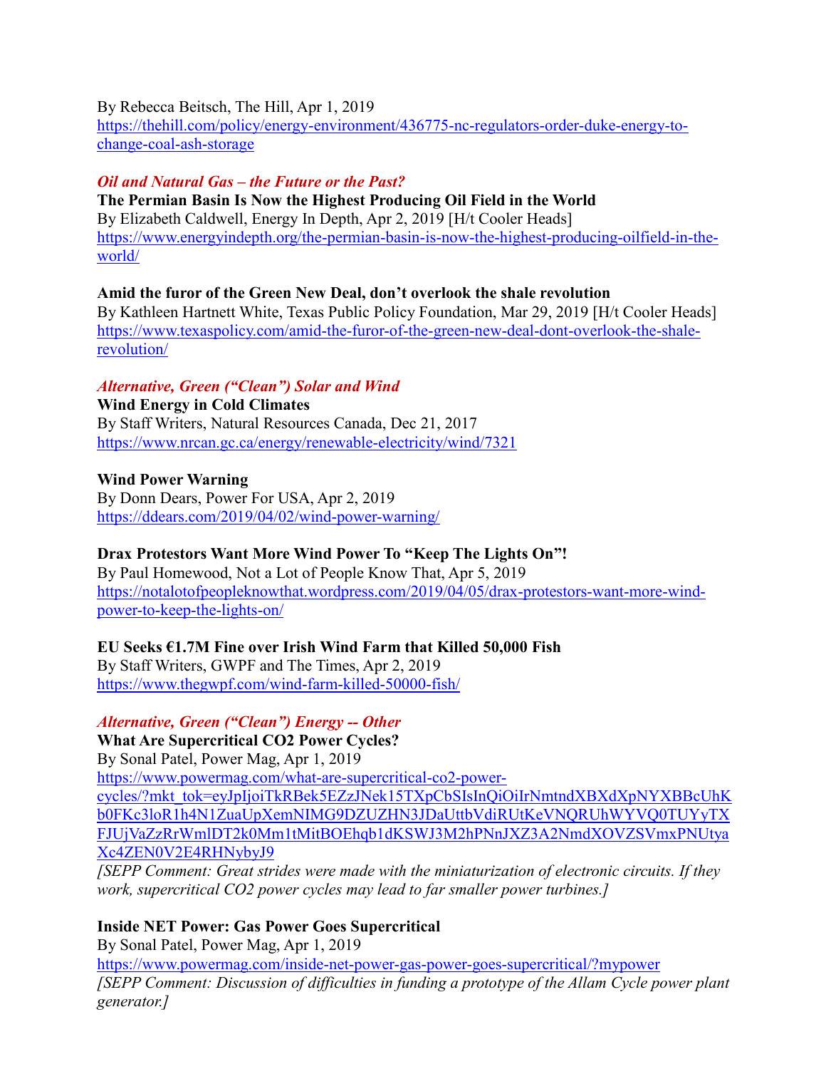By Rebecca Beitsch, The Hill, Apr 1, 2019
https://thehill.com/policy/energy-environment/436775-nc-regulators-order-duke-energy-to-change-coal-ash-storage

### *Oil and Natural Gas – the Future or the Past?*

**The Permian Basin Is Now the Highest Producing Oil Field in the World**
By Elizabeth Caldwell, Energy In Depth, Apr 2, 2019 [H/t Cooler Heads]
https://www.energyindepth.org/the-permian-basin-is-now-the-highest-producing-oilfield-in-the-world/

**Amid the furor of the Green New Deal, don't overlook the shale revolution**
By Kathleen Hartnett White, Texas Public Policy Foundation, Mar 29, 2019 [H/t Cooler Heads]
https://www.texaspolicy.com/amid-the-furor-of-the-green-new-deal-dont-overlook-the-shale-revolution/

### *Alternative, Green ("Clean") Solar and Wind*

**Wind Energy in Cold Climates**
By Staff Writers, Natural Resources Canada, Dec 21, 2017
https://www.nrcan.gc.ca/energy/renewable-electricity/wind/7321

**Wind Power Warning**
By Donn Dears, Power For USA, Apr 2, 2019
https://ddears.com/2019/04/02/wind-power-warning/

**Drax Protestors Want More Wind Power To "Keep The Lights On"!**
By Paul Homewood, Not a Lot of People Know That, Apr 5, 2019
https://notalotofpeopleknowthat.wordpress.com/2019/04/05/drax-protestors-want-more-wind-power-to-keep-the-lights-on/

**EU Seeks €1.7M Fine over Irish Wind Farm that Killed 50,000 Fish**
By Staff Writers, GWPF and The Times, Apr 2, 2019
https://www.thegwpf.com/wind-farm-killed-50000-fish/

### *Alternative, Green ("Clean") Energy -- Other*

**What Are Supercritical CO2 Power Cycles?**
By Sonal Patel, Power Mag, Apr 1, 2019
https://www.powermag.com/what-are-supercritical-co2-power-cycles/?mkt_tok=eyJpIjoiTkRBek5EZzJNek15TXpCbSIsInQiOiIrNmtndXBXdXpNYXBBcUhKb0FKc3loR1h4N1ZuaUpXemNIMG9DZUZHN3JDaUttbVdiRUtKeVNQRUhWYVQ0TUYyTXFJUjVaZzRrWmlDT2k0Mm1tMitBOEhqb1dKSWJ3M2hPNnJXZ3A2NmdXOVZSVmxPNUtyaXc4ZEN0V2E4RHNybyJ9

*[SEPP Comment: Great strides were made with the miniaturization of electronic circuits. If they work, supercritical CO2 power cycles may lead to far smaller power turbines.]*

**Inside NET Power: Gas Power Goes Supercritical**
By Sonal Patel, Power Mag, Apr 1, 2019
https://www.powermag.com/inside-net-power-gas-power-goes-supercritical/?mypower

*[SEPP Comment: Discussion of difficulties in funding a prototype of the Allam Cycle power plant generator.]*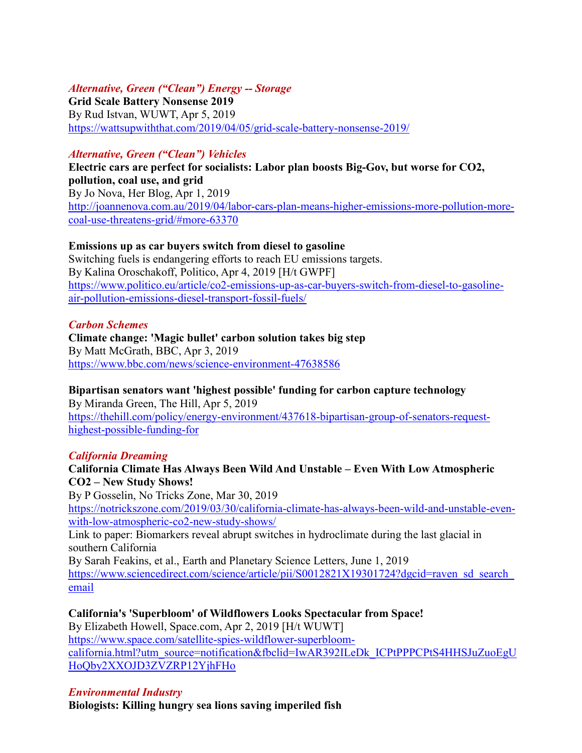### *Alternative, Green ("Clean") Energy -- Storage*

**Grid Scale Battery Nonsense 2019**
By Rud Istvan, WUWT, Apr 5, 2019
https://wattsupwiththat.com/2019/04/05/grid-scale-battery-nonsense-2019/

### *Alternative, Green ("Clean") Vehicles*

**Electric cars are perfect for socialists: Labor plan boosts Big-Gov, but worse for CO2, pollution, coal use, and grid**
By Jo Nova, Her Blog, Apr 1, 2019
http://joannenova.com.au/2019/04/labor-cars-plan-means-higher-emissions-more-pollution-more-coal-use-threatens-grid/#more-63370

**Emissions up as car buyers switch from diesel to gasoline**
Switching fuels is endangering efforts to reach EU emissions targets.
By Kalina Oroschakoff, Politico, Apr 4, 2019 [H/t GWPF]
https://www.politico.eu/article/co2-emissions-up-as-car-buyers-switch-from-diesel-to-gasoline-air-pollution-emissions-diesel-transport-fossil-fuels/

### *Carbon Schemes*

**Climate change: 'Magic bullet' carbon solution takes big step**
By Matt McGrath, BBC, Apr 3, 2019
https://www.bbc.com/news/science-environment-47638586

**Bipartisan senators want 'highest possible' funding for carbon capture technology**
By Miranda Green, The Hill, Apr 5, 2019
https://thehill.com/policy/energy-environment/437618-bipartisan-group-of-senators-request-highest-possible-funding-for

### *California Dreaming*

**California Climate Has Always Been Wild And Unstable – Even With Low Atmospheric CO2 – New Study Shows!**
By P Gosselin, No Tricks Zone, Mar 30, 2019
https://notrickszone.com/2019/03/30/california-climate-has-always-been-wild-and-unstable-even-with-low-atmospheric-co2-new-study-shows/
Link to paper: Biomarkers reveal abrupt switches in hydroclimate during the last glacial in southern California
By Sarah Feakins, et al., Earth and Planetary Science Letters, June 1, 2019
https://www.sciencedirect.com/science/article/pii/S0012821X19301724?dgcid=raven_sd_search_email

**California's 'Superbloom' of Wildflowers Looks Spectacular from Space!**
By Elizabeth Howell, Space.com, Apr 2, 2019 [H/t WUWT]
https://www.space.com/satellite-spies-wildflower-superbloom-california.html?utm_source=notification&fbclid=IwAR392ILeDk_ICPtPPPCPtS4HHSJuZuoEgUHoQby2XXOJD3ZVZRP12YjhFHo

### *Environmental Industry*

**Biologists: Killing hungry sea lions saving imperiled fish**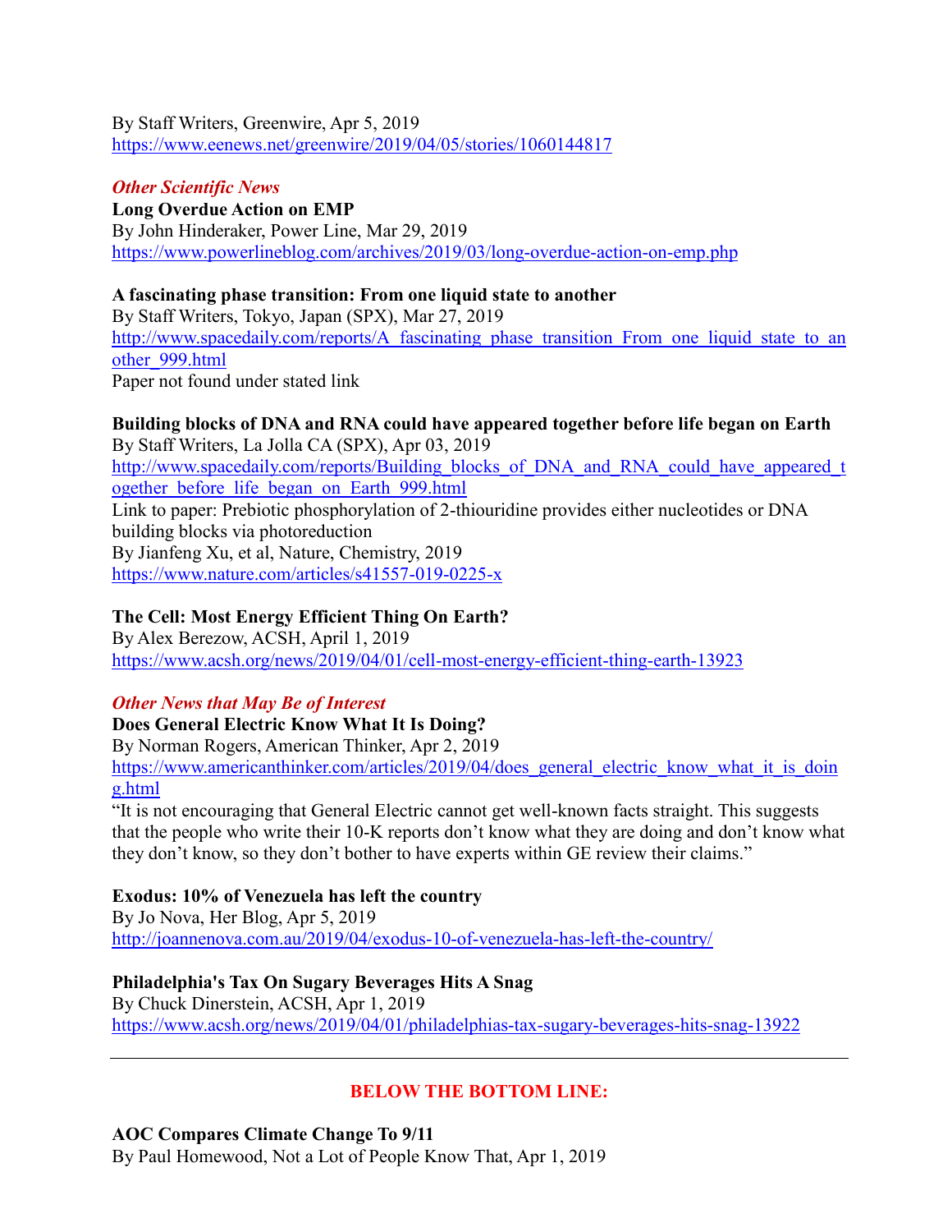By Staff Writers, Greenwire, Apr 5, 2019
https://www.eenews.net/greenwire/2019/04/05/stories/1060144817

***Other Scientific News***

**Long Overdue Action on EMP**
By John Hinderaker, Power Line, Mar 29, 2019
https://www.powerlineblog.com/archives/2019/03/long-overdue-action-on-emp.php

**A fascinating phase transition: From one liquid state to another**
By Staff Writers, Tokyo, Japan (SPX), Mar 27, 2019
http://www.spacedaily.com/reports/A_fascinating_phase_transition_From_one_liquid_state_to_another_999.html
Paper not found under stated link

**Building blocks of DNA and RNA could have appeared together before life began on Earth**
By Staff Writers, La Jolla CA (SPX), Apr 03, 2019
http://www.spacedaily.com/reports/Building_blocks_of_DNA_and_RNA_could_have_appeared_together_before_life_began_on_Earth_999.html
Link to paper: Prebiotic phosphorylation of 2-thiouridine provides either nucleotides or DNA building blocks via photoreduction
By Jianfeng Xu, et al, Nature, Chemistry, 2019
https://www.nature.com/articles/s41557-019-0225-x

**The Cell: Most Energy Efficient Thing On Earth?**
By Alex Berezow, ACSH, April 1, 2019
https://www.acsh.org/news/2019/04/01/cell-most-energy-efficient-thing-earth-13923

***Other News that May Be of Interest***

**Does General Electric Know What It Is Doing?**
By Norman Rogers, American Thinker, Apr 2, 2019
https://www.americanthinker.com/articles/2019/04/does_general_electric_know_what_it_is_doing.html
"It is not encouraging that General Electric cannot get well-known facts straight. This suggests that the people who write their 10-K reports don't know what they are doing and don't know what they don't know, so they don't bother to have experts within GE review their claims."

**Exodus: 10% of Venezuela has left the country**
By Jo Nova, Her Blog, Apr 5, 2019
http://joannenova.com.au/2019/04/exodus-10-of-venezuela-has-left-the-country/

**Philadelphia's Tax On Sugary Beverages Hits A Snag**
By Chuck Dinerstein, ACSH, Apr 1, 2019
https://www.acsh.org/news/2019/04/01/philadelphias-tax-sugary-beverages-hits-snag-13922

---

## BELOW THE BOTTOM LINE:

**AOC Compares Climate Change To 9/11**
By Paul Homewood, Not a Lot of People Know That, Apr 1, 2019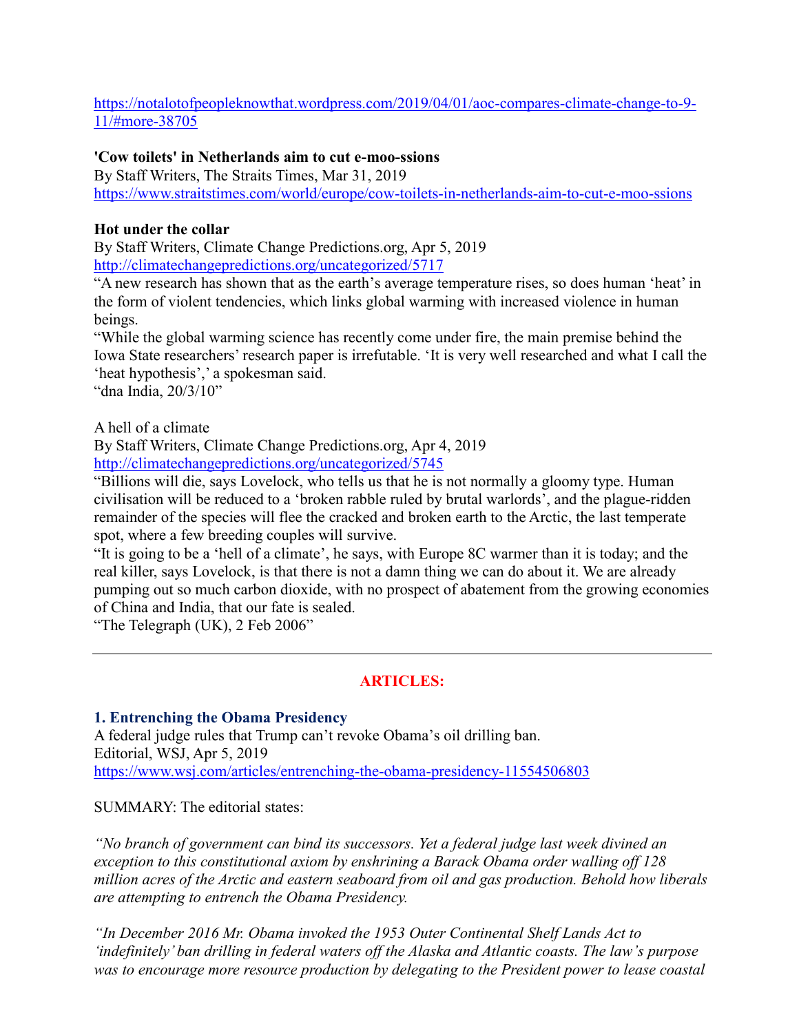https://notalotofpeopleknowthat.wordpress.com/2019/04/01/aoc-compares-climate-change-to-9-11/#more-38705

**'Cow toilets' in Netherlands aim to cut e-moo-ssions**
By Staff Writers, The Straits Times, Mar 31, 2019
https://www.straitstimes.com/world/europe/cow-toilets-in-netherlands-aim-to-cut-e-moo-ssions

**Hot under the collar**
By Staff Writers, Climate Change Predictions.org, Apr 5, 2019
http://climatechangepredictions.org/uncategorized/5717
"A new research has shown that as the earth's average temperature rises, so does human 'heat' in the form of violent tendencies, which links global warming with increased violence in human beings.
"While the global warming science has recently come under fire, the main premise behind the Iowa State researchers' research paper is irrefutable. 'It is very well researched and what I call the 'heat hypothesis',' a spokesman said.
"dna India, 20/3/10"

A hell of a climate
By Staff Writers, Climate Change Predictions.org, Apr 4, 2019
http://climatechangepredictions.org/uncategorized/5745
"Billions will die, says Lovelock, who tells us that he is not normally a gloomy type. Human civilisation will be reduced to a 'broken rabble ruled by brutal warlords', and the plague-ridden remainder of the species will flee the cracked and broken earth to the Arctic, the last temperate spot, where a few breeding couples will survive.
"It is going to be a 'hell of a climate', he says, with Europe 8C warmer than it is today; and the real killer, says Lovelock, is that there is not a damn thing we can do about it. We are already pumping out so much carbon dioxide, with no prospect of abatement from the growing economies of China and India, that our fate is sealed.
"The Telegraph (UK), 2 Feb 2006"

---

## ARTICLES:

### 1. Entrenching the Obama Presidency
A federal judge rules that Trump can't revoke Obama's oil drilling ban.
Editorial, WSJ, Apr 5, 2019
https://www.wsj.com/articles/entrenching-the-obama-presidency-11554506803

SUMMARY: The editorial states:

*"No branch of government can bind its successors. Yet a federal judge last week divined an exception to this constitutional axiom by enshrining a Barack Obama order walling off 128 million acres of the Arctic and eastern seaboard from oil and gas production. Behold how liberals are attempting to entrench the Obama Presidency.*

*"In December 2016 Mr. Obama invoked the 1953 Outer Continental Shelf Lands Act to 'indefinitely' ban drilling in federal waters off the Alaska and Atlantic coasts. The law's purpose was to encourage more resource production by delegating to the President power to lease coastal*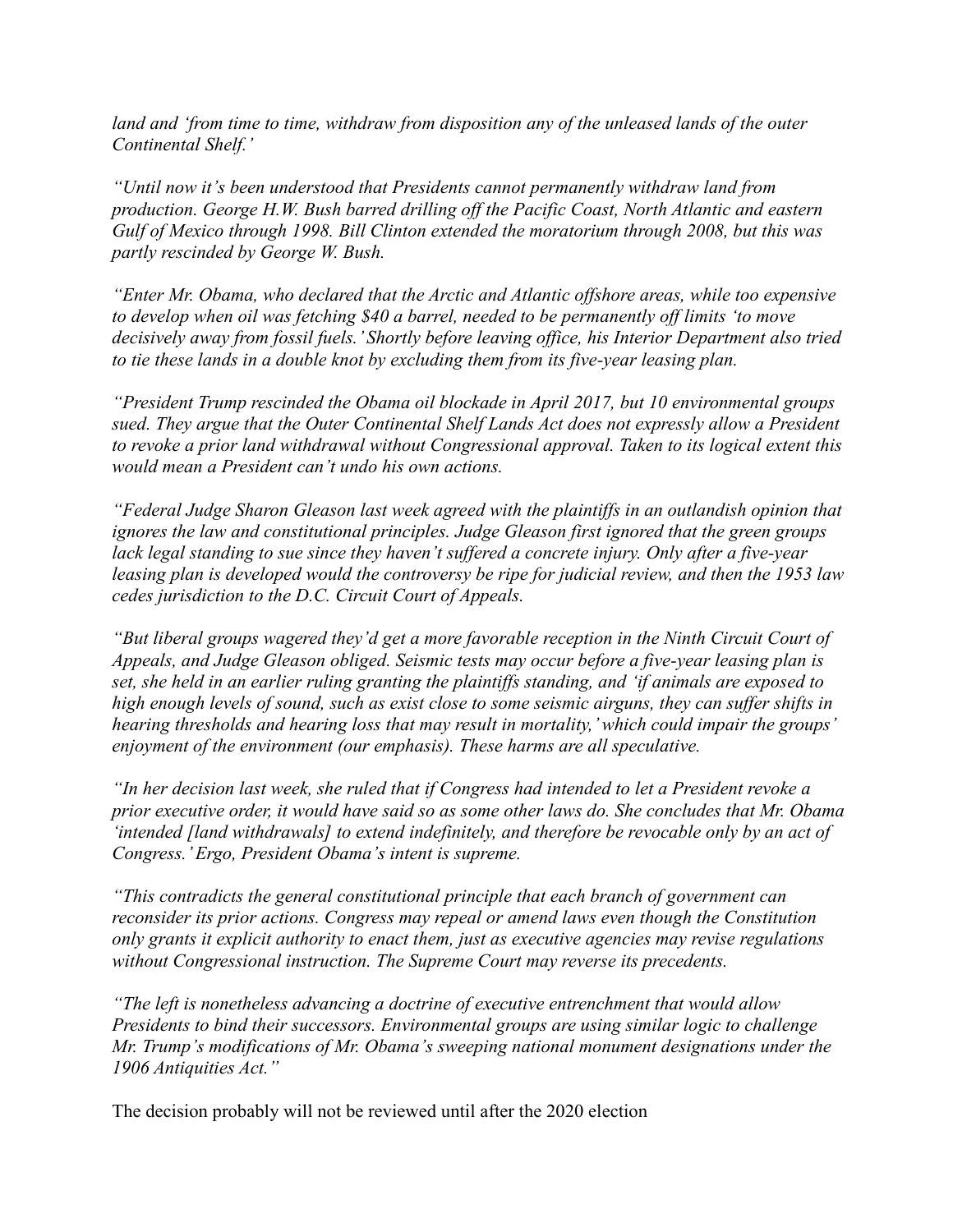*land and 'from time to time, withdraw from disposition any of the unleased lands of the outer Continental Shelf.'*

*"Until now it's been understood that Presidents cannot permanently withdraw land from production. George H.W. Bush barred drilling off the Pacific Coast, North Atlantic and eastern Gulf of Mexico through 1998. Bill Clinton extended the moratorium through 2008, but this was partly rescinded by George W. Bush.*

*"Enter Mr. Obama, who declared that the Arctic and Atlantic offshore areas, while too expensive to develop when oil was fetching $40 a barrel, needed to be permanently off limits 'to move decisively away from fossil fuels.' Shortly before leaving office, his Interior Department also tried to tie these lands in a double knot by excluding them from its five-year leasing plan.*

*"President Trump rescinded the Obama oil blockade in April 2017, but 10 environmental groups sued. They argue that the Outer Continental Shelf Lands Act does not expressly allow a President to revoke a prior land withdrawal without Congressional approval. Taken to its logical extent this would mean a President can't undo his own actions.*

*"Federal Judge Sharon Gleason last week agreed with the plaintiffs in an outlandish opinion that ignores the law and constitutional principles. Judge Gleason first ignored that the green groups lack legal standing to sue since they haven't suffered a concrete injury. Only after a five-year leasing plan is developed would the controversy be ripe for judicial review, and then the 1953 law cedes jurisdiction to the D.C. Circuit Court of Appeals.*

*"But liberal groups wagered they'd get a more favorable reception in the Ninth Circuit Court of Appeals, and Judge Gleason obliged. Seismic tests may occur before a five-year leasing plan is set, she held in an earlier ruling granting the plaintiffs standing, and 'if animals are exposed to high enough levels of sound, such as exist close to some seismic airguns, they can suffer shifts in hearing thresholds and hearing loss that may result in mortality,' which could impair the groups' enjoyment of the environment (our emphasis). These harms are all speculative.*

*"In her decision last week, she ruled that if Congress had intended to let a President revoke a prior executive order, it would have said so as some other laws do. She concludes that Mr. Obama 'intended [land withdrawals] to extend indefinitely, and therefore be revocable only by an act of Congress.' Ergo, President Obama's intent is supreme.*

*"This contradicts the general constitutional principle that each branch of government can reconsider its prior actions. Congress may repeal or amend laws even though the Constitution only grants it explicit authority to enact them, just as executive agencies may revise regulations without Congressional instruction. The Supreme Court may reverse its precedents.*

*"The left is nonetheless advancing a doctrine of executive entrenchment that would allow Presidents to bind their successors. Environmental groups are using similar logic to challenge Mr. Trump's modifications of Mr. Obama's sweeping national monument designations under the 1906 Antiquities Act."*

The decision probably will not be reviewed until after the 2020 election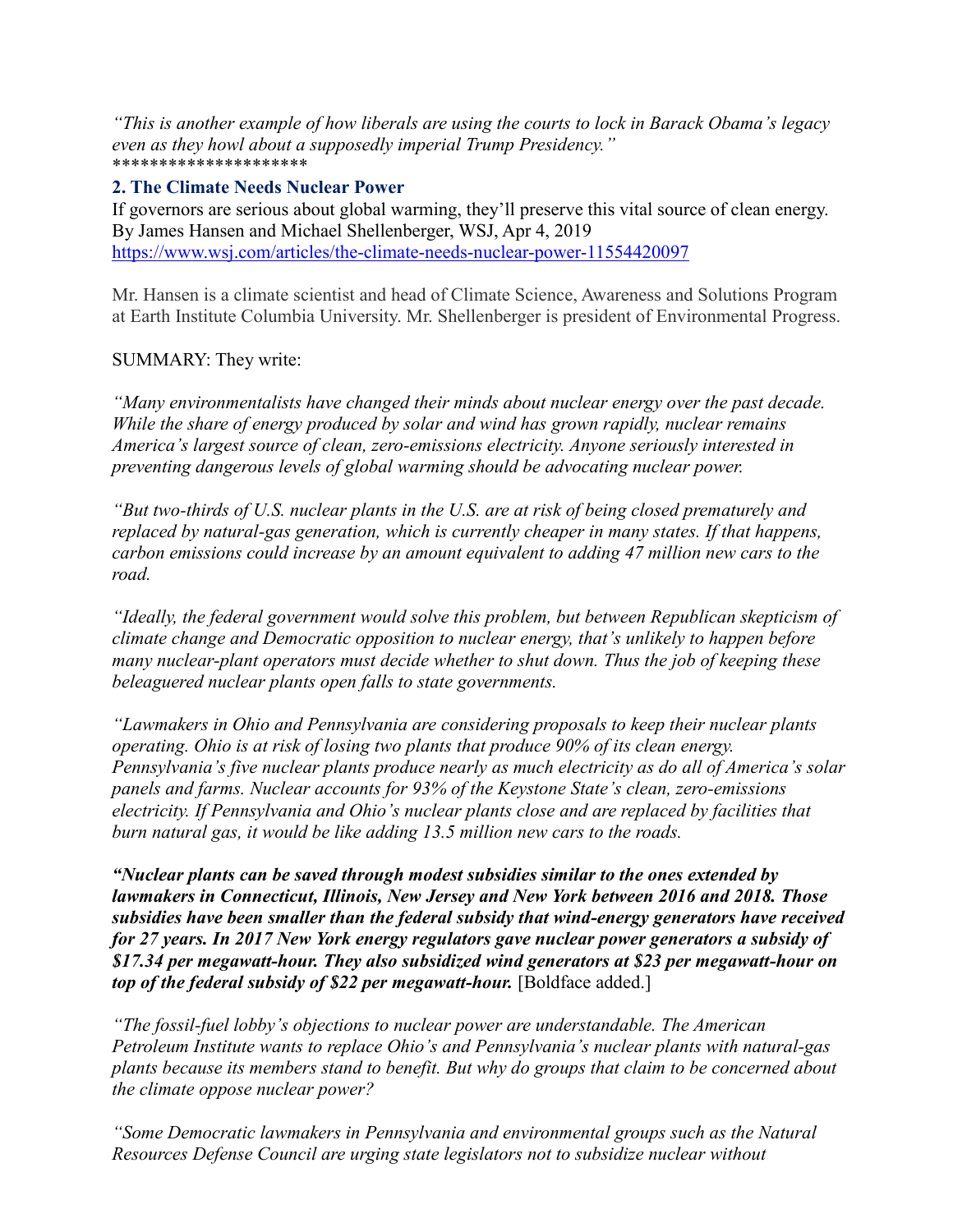*"This is another example of how liberals are using the courts to lock in Barack Obama's legacy even as they howl about a supposedly imperial Trump Presidency."*
*********************

## 2. The Climate Needs Nuclear Power

If governors are serious about global warming, they'll preserve this vital source of clean energy.
By James Hansen and Michael Shellenberger, WSJ, Apr 4, 2019
https://www.wsj.com/articles/the-climate-needs-nuclear-power-11554420097

Mr. Hansen is a climate scientist and head of Climate Science, Awareness and Solutions Program at Earth Institute Columbia University. Mr. Shellenberger is president of Environmental Progress.

SUMMARY: They write:

*"Many environmentalists have changed their minds about nuclear energy over the past decade. While the share of energy produced by solar and wind has grown rapidly, nuclear remains America's largest source of clean, zero-emissions electricity. Anyone seriously interested in preventing dangerous levels of global warming should be advocating nuclear power.*

*"But two-thirds of U.S. nuclear plants in the U.S. are at risk of being closed prematurely and replaced by natural-gas generation, which is currently cheaper in many states. If that happens, carbon emissions could increase by an amount equivalent to adding 47 million new cars to the road.*

*"Ideally, the federal government would solve this problem, but between Republican skepticism of climate change and Democratic opposition to nuclear energy, that's unlikely to happen before many nuclear-plant operators must decide whether to shut down. Thus the job of keeping these beleaguered nuclear plants open falls to state governments.*

*"Lawmakers in Ohio and Pennsylvania are considering proposals to keep their nuclear plants operating. Ohio is at risk of losing two plants that produce 90% of its clean energy. Pennsylvania's five nuclear plants produce nearly as much electricity as do all of America's solar panels and farms. Nuclear accounts for 93% of the Keystone State's clean, zero-emissions electricity. If Pennsylvania and Ohio's nuclear plants close and are replaced by facilities that burn natural gas, it would be like adding 13.5 million new cars to the roads.*

***"Nuclear plants can be saved through modest subsidies similar to the ones extended by lawmakers in Connecticut, Illinois, New Jersey and New York between 2016 and 2018. Those subsidies have been smaller than the federal subsidy that wind-energy generators have received for 27 years. In 2017 New York energy regulators gave nuclear power generators a subsidy of $17.34 per megawatt-hour. They also subsidized wind generators at $23 per megawatt-hour on top of the federal subsidy of $22 per megawatt-hour.*** [Boldface added.]

*"The fossil-fuel lobby's objections to nuclear power are understandable. The American Petroleum Institute wants to replace Ohio's and Pennsylvania's nuclear plants with natural-gas plants because its members stand to benefit. But why do groups that claim to be concerned about the climate oppose nuclear power?*

*"Some Democratic lawmakers in Pennsylvania and environmental groups such as the Natural Resources Defense Council are urging state legislators not to subsidize nuclear without*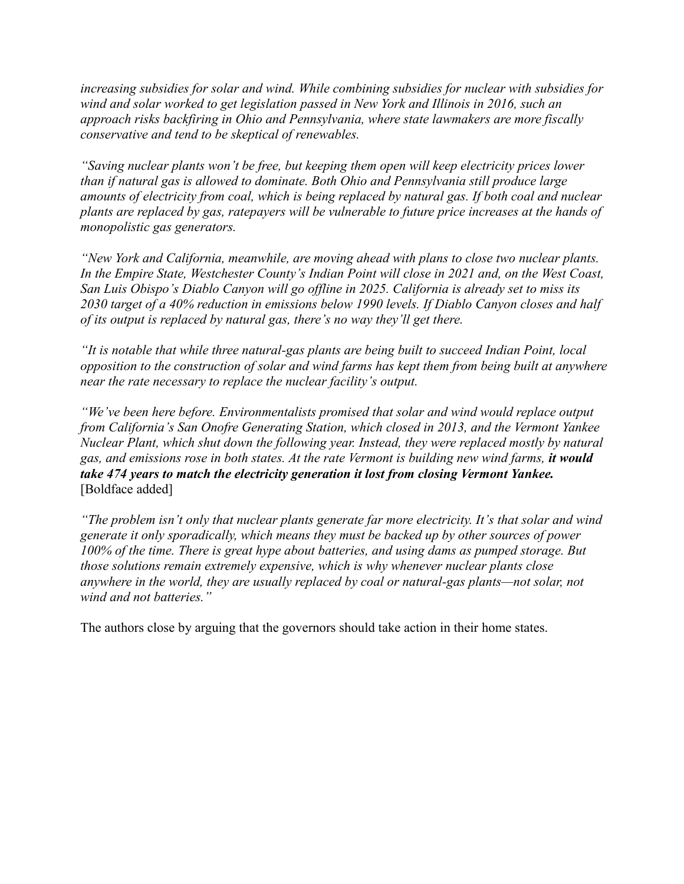*increasing subsidies for solar and wind. While combining subsidies for nuclear with subsidies for wind and solar worked to get legislation passed in New York and Illinois in 2016, such an approach risks backfiring in Ohio and Pennsylvania, where state lawmakers are more fiscally conservative and tend to be skeptical of renewables.*

*"Saving nuclear plants won't be free, but keeping them open will keep electricity prices lower than if natural gas is allowed to dominate. Both Ohio and Pennsylvania still produce large amounts of electricity from coal, which is being replaced by natural gas. If both coal and nuclear plants are replaced by gas, ratepayers will be vulnerable to future price increases at the hands of monopolistic gas generators.*

*"New York and California, meanwhile, are moving ahead with plans to close two nuclear plants. In the Empire State, Westchester County's Indian Point will close in 2021 and, on the West Coast, San Luis Obispo's Diablo Canyon will go offline in 2025. California is already set to miss its 2030 target of a 40% reduction in emissions below 1990 levels. If Diablo Canyon closes and half of its output is replaced by natural gas, there's no way they'll get there.*

*"It is notable that while three natural-gas plants are being built to succeed Indian Point, local opposition to the construction of solar and wind farms has kept them from being built at anywhere near the rate necessary to replace the nuclear facility's output.*

*"We've been here before. Environmentalists promised that solar and wind would replace output from California's San Onofre Generating Station, which closed in 2013, and the Vermont Yankee Nuclear Plant, which shut down the following year. Instead, they were replaced mostly by natural gas, and emissions rose in both states. At the rate Vermont is building new wind farms,* ***it would take 474 years to match the electricity generation it lost from closing Vermont Yankee.*** [Boldface added]

*"The problem isn't only that nuclear plants generate far more electricity. It's that solar and wind generate it only sporadically, which means they must be backed up by other sources of power 100% of the time. There is great hype about batteries, and using dams as pumped storage. But those solutions remain extremely expensive, which is why whenever nuclear plants close anywhere in the world, they are usually replaced by coal or natural-gas plants—not solar, not wind and not batteries."*

The authors close by arguing that the governors should take action in their home states.